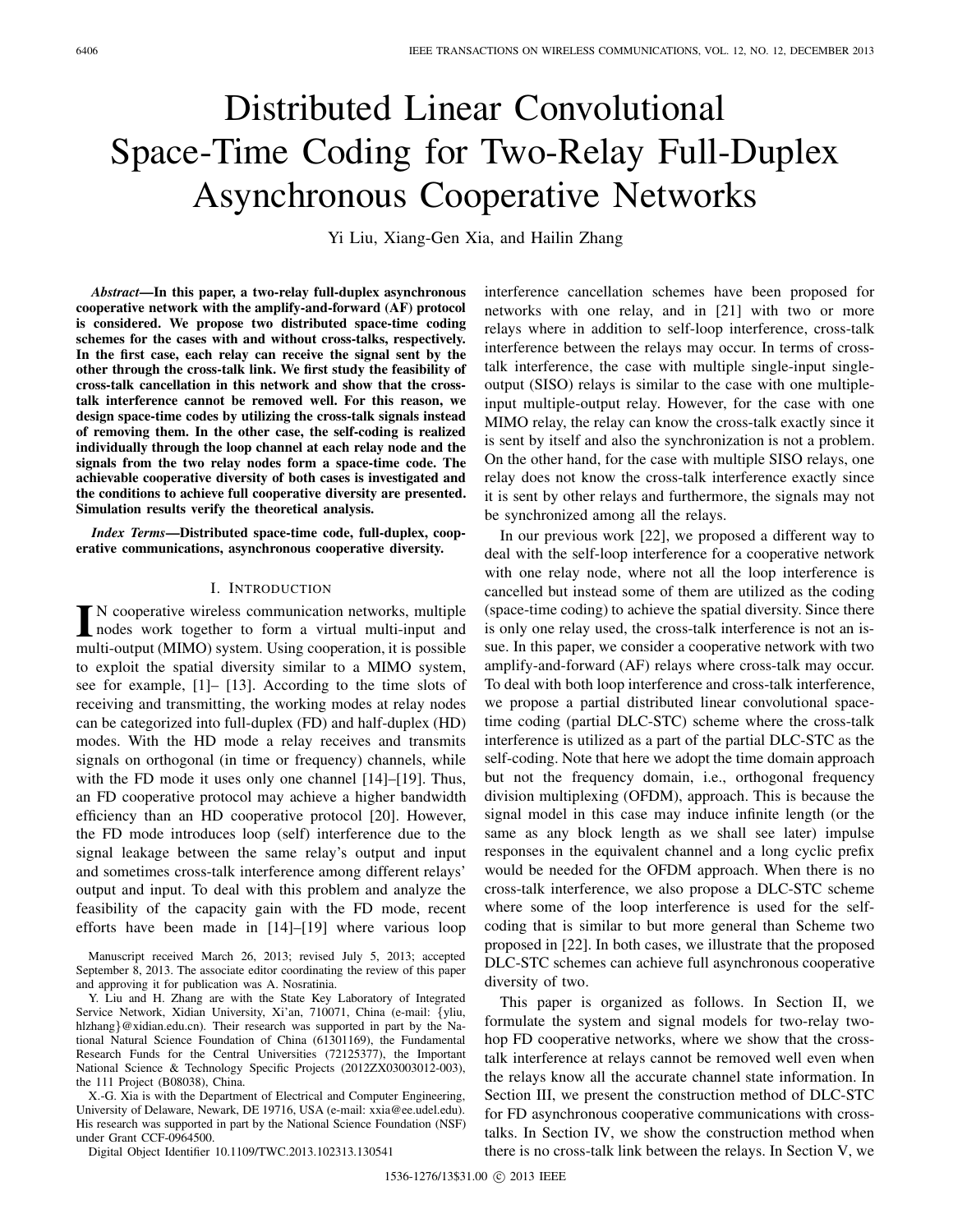# Distributed Linear Convolutional Space-Time Coding for Two-Relay Full-Duplex Asynchronous Cooperative Networks

Yi Liu, Xiang-Gen Xia, and Hailin Zhang

***Abstract*—In this paper, a two-relay full-duplex asynchronous cooperative network with the amplify-and-forward (AF) protocol is considered. We propose two distributed space-time coding schemes for the cases with and without cross-talks, respectively. In the first case, each relay can receive the signal sent by the other through the cross-talk link. We first study the feasibility of cross-talk cancellation in this network and show that the cross-talk interference cannot be removed well. For this reason, we design space-time codes by utilizing the cross-talk signals instead of removing them. In the other case, the self-coding is realized individually through the loop channel at each relay node and the signals from the two relay nodes form a space-time code. The achievable cooperative diversity of both cases is investigated and the conditions to achieve full cooperative diversity are presented. Simulation results verify the theoretical analysis.**

***Index Terms*—Distributed space-time code, full-duplex, cooperative communications, asynchronous cooperative diversity.**

## I. Introduction

In cooperative wireless communication networks, multiple nodes work together to form a virtual multi-input and multi-output (MIMO) system. Using cooperation, it is possible to exploit the spatial diversity similar to a MIMO system, see for example, [1]– [13]. According to the time slots of receiving and transmitting, the working modes at relay nodes can be categorized into full-duplex (FD) and half-duplex (HD) modes. With the HD mode a relay receives and transmits signals on orthogonal (in time or frequency) channels, while with the FD mode it uses only one channel [14]–[19]. Thus, an FD cooperative protocol may achieve a higher bandwidth efficiency than an HD cooperative protocol [20]. However, the FD mode introduces loop (self) interference due to the signal leakage between the same relay's output and input and sometimes cross-talk interference among different relays' output and input. To deal with this problem and analyze the feasibility of the capacity gain with the FD mode, recent efforts have been made in [14]–[19] where various loop interference cancellation schemes have been proposed for networks with one relay, and in [21] with two or more relays where in addition to self-loop interference, cross-talk interference between the relays may occur. In terms of cross-talk interference, the case with multiple single-input single-output (SISO) relays is similar to the case with one multiple-input multiple-output relay. However, for the case with one MIMO relay, the relay can know the cross-talk exactly since it is sent by itself and also the synchronization is not a problem. On the other hand, for the case with multiple SISO relays, one relay does not know the cross-talk interference exactly since it is sent by other relays and furthermore, the signals may not be synchronized among all the relays.

In our previous work [22], we proposed a different way to deal with the self-loop interference for a cooperative network with one relay node, where not all the loop interference is cancelled but instead some of them are utilized as the coding (space-time coding) to achieve the spatial diversity. Since there is only one relay used, the cross-talk interference is not an issue. In this paper, we consider a cooperative network with two amplify-and-forward (AF) relays where cross-talk may occur. To deal with both loop interference and cross-talk interference, we propose a partial distributed linear convolutional space-time coding (partial DLC-STC) scheme where the cross-talk interference is utilized as a part of the partial DLC-STC as the self-coding. Note that here we adopt the time domain approach but not the frequency domain, i.e., orthogonal frequency division multiplexing (OFDM), approach. This is because the signal model in this case may induce infinite length (or the same as any block length as we shall see later) impulse responses in the equivalent channel and a long cyclic prefix would be needed for the OFDM approach. When there is no cross-talk interference, we also propose a DLC-STC scheme where some of the loop interference is used for the self-coding that is similar to but more general than Scheme two proposed in [22]. In both cases, we illustrate that the proposed DLC-STC schemes can achieve full asynchronous cooperative diversity of two.

This paper is organized as follows. In Section II, we formulate the system and signal models for two-relay two-hop FD cooperative networks, where we show that the cross-talk interference at relays cannot be removed well even when the relays know all the accurate channel state information. In Section III, we present the construction method of DLC-STC for FD asynchronous cooperative communications with cross-talks. In Section IV, we show the construction method when there is no cross-talk link between the relays. In Section V, we

Manuscript received March 26, 2013; revised July 5, 2013; accepted September 8, 2013. The associate editor coordinating the review of this paper and approving it for publication was A. Nosratinia.

Y. Liu and H. Zhang are with the State Key Laboratory of Integrated Service Network, Xidian University, Xi'an, 710071, China (e-mail: {yliu, hlzhang}@xidian.edu.cn). Their research was supported in part by the National Natural Science Foundation of China (61301169), the Fundamental Research Funds for the Central Universities (72125377), the Important National Science & Technology Specific Projects (2012ZX03003012-003), the 111 Project (B08038), China.

X.-G. Xia is with the Department of Electrical and Computer Engineering, University of Delaware, Newark, DE 19716, USA (e-mail: xxia@ee.udel.edu). His research was supported in part by the National Science Foundation (NSF) under Grant CCF-0964500.

Digital Object Identifier 10.1109/TWC.2013.102313.130541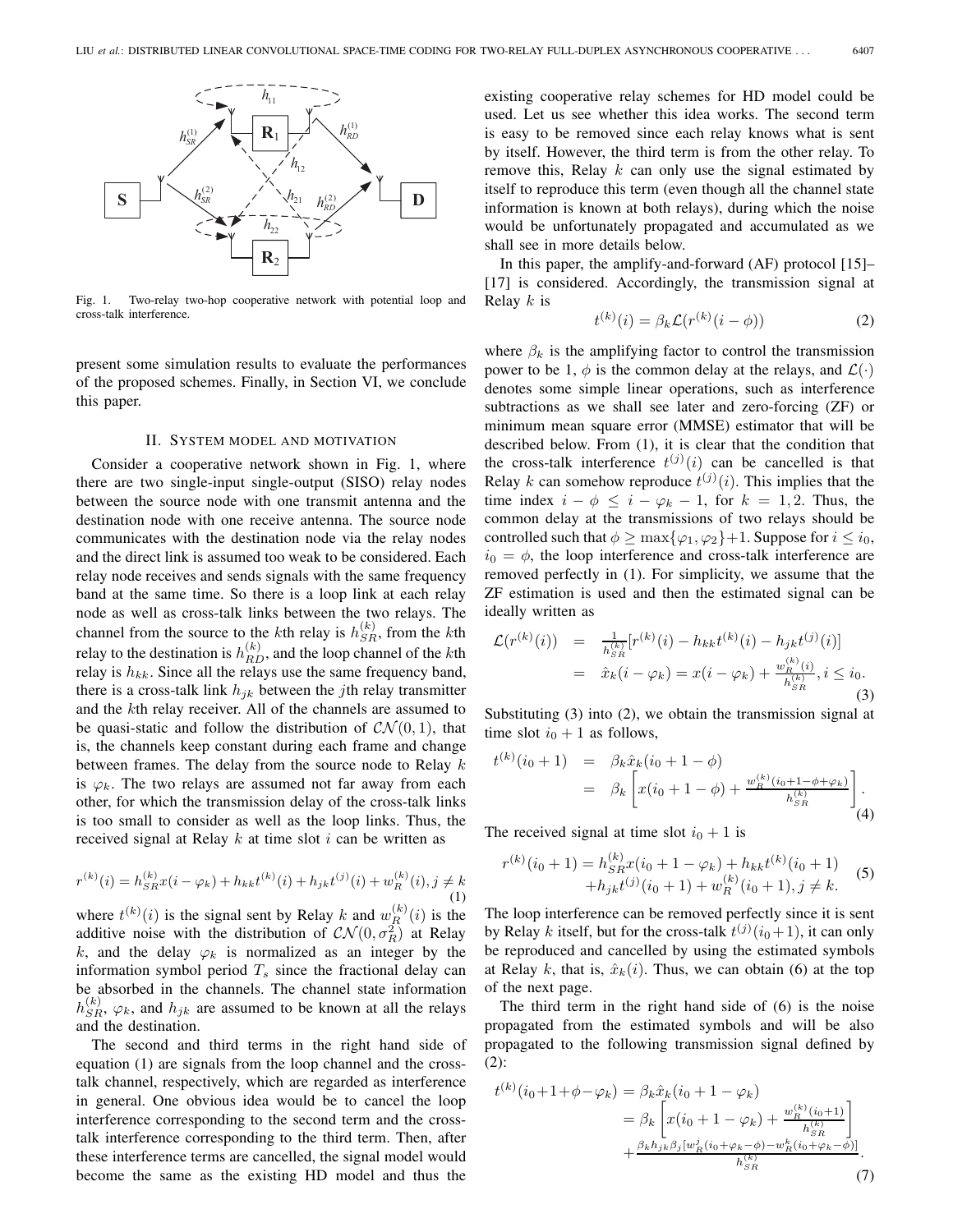Fig. 1. Two-relay two-hop cooperative network with potential loop and cross-talk interference.

present some simulation results to evaluate the performances of the proposed schemes. Finally, in Section VI, we conclude this paper.

## II. System model and motivation

Consider a cooperative network shown in Fig. 1, where there are two single-input single-output (SISO) relay nodes between the source node with one transmit antenna and the destination node with one receive antenna. The source node communicates with the destination node via the relay nodes and the direct link is assumed too weak to be considered. Each relay node receives and sends signals with the same frequency band at the same time. So there is a loop link at each relay node as well as cross-talk links between the two relays. The channel from the source to the $k$th relay is $h_{SR}^{(k)}$, from the $k$th relay to the destination is $h_{RD}^{(k)}$, and the loop channel of the $k$th relay is $h_{kk}$. Since all the relays use the same frequency band, there is a cross-talk link $h_{jk}$ between the $j$th relay transmitter and the $k$th relay receiver. All of the channels are assumed to be quasi-static and follow the distribution of $\mathcal{CN}(0,1)$, that is, the channels keep constant during each frame and change between frames. The delay from the source node to Relay $k$ is $\varphi_k$. The two relays are assumed not far away from each other, for which the transmission delay of the cross-talk links is too small to consider as well as the loop links. Thus, the received signal at Relay $k$ at time slot $i$ can be written as

$$r^{(k)}(i) = h_{SR}^{(k)} x(i-\varphi_k) + h_{kk} t^{(k)}(i) + h_{jk} t^{(j)}(i) + w_R^{(k)}(i), j \neq k \tag{1}$$

where $t^{(k)}(i)$ is the signal sent by Relay $k$ and $w_R^{(k)}(i)$ is the additive noise with the distribution of $\mathcal{CN}(0,\sigma_R^2)$ at Relay $k$, and the delay $\varphi_k$ is normalized as an integer by the information symbol period $T_s$ since the fractional delay can be absorbed in the channels. The channel state information $h_{SR}^{(k)}$, $\varphi_k$, and $h_{jk}$ are assumed to be known at all the relays and the destination.

The second and third terms in the right hand side of equation (1) are signals from the loop channel and the cross-talk channel, respectively, which are regarded as interference in general. One obvious idea would be to cancel the loop interference corresponding to the second term and the cross-talk interference corresponding to the third term. Then, after these interference terms are cancelled, the signal model would become the same as the existing HD model and thus the existing cooperative relay schemes for HD model could be used. Let us see whether this idea works. The second term is easy to be removed since each relay knows what is sent by itself. However, the third term is from the other relay. To remove this, Relay $k$ can only use the signal estimated by itself to reproduce this term (even though all the channel state information is known at both relays), during which the noise would be unfortunately propagated and accumulated as we shall see in more details below.

In this paper, the amplify-and-forward (AF) protocol [15]–[17] is considered. Accordingly, the transmission signal at Relay $k$ is

$$t^{(k)}(i) = \beta_k \mathcal{L}(r^{(k)}(i-\phi)) \tag{2}$$

where $\beta_k$ is the amplifying factor to control the transmission power to be 1, $\phi$ is the common delay at the relays, and $\mathcal{L}(\cdot)$ denotes some simple linear operations, such as interference subtractions as we shall see later and zero-forcing (ZF) or minimum mean square error (MMSE) estimator that will be described below. From (1), it is clear that the condition that the cross-talk interference $t^{(j)}(i)$ can be cancelled is that Relay $k$ can somehow reproduce $t^{(j)}(i)$. This implies that the time index $i-\phi \leq i-\varphi_k-1$, for $k=1,2$. Thus, the common delay at the transmissions of two relays should be controlled such that $\phi \geq \max\{\varphi_1,\varphi_2\}+1$. Suppose for $i \leq i_0$, $i_0=\phi$, the loop interference and cross-talk interference are removed perfectly in (1). For simplicity, we assume that the ZF estimation is used and then the estimated signal can be ideally written as

$$\begin{aligned}\mathcal{L}(r^{(k)}(i)) &= \frac{1}{h_{SR}^{(k)}}[r^{(k)}(i) - h_{kk}t^{(k)}(i) - h_{jk}t^{(j)}(i)] \\ &= \hat{x}_k(i-\varphi_k) = x(i-\varphi_k) + \frac{w_R^{(k)}(i)}{h_{SR}^{(k)}}, i \leq i_0.\end{aligned} \tag{3}$$

Substituting (3) into (2), we obtain the transmission signal at time slot $i_0+1$ as follows,

$$\begin{aligned}t^{(k)}(i_0+1) &= \beta_k \hat{x}_k(i_0+1-\phi) \\ &= \beta_k \left[x(i_0+1-\phi) + \frac{w_R^{(k)}(i_0+1-\phi+\varphi_k)}{h_{SR}^{(k)}}\right].\end{aligned} \tag{4}$$

The received signal at time slot $i_0+1$ is

$$\begin{aligned}r^{(k)}(i_0+1) = h_{SR}^{(k)} x(i_0+1-\varphi_k) + h_{kk}t^{(k)}(i_0+1) \\ + h_{jk}t^{(j)}(i_0+1) + w_R^{(k)}(i_0+1), j \neq k.\end{aligned} \tag{5}$$

The loop interference can be removed perfectly since it is sent by Relay $k$ itself, but for the cross-talk $t^{(j)}(i_0+1)$, it can only be reproduced and cancelled by using the estimated symbols at Relay $k$, that is, $\hat{x}_k(i)$. Thus, we can obtain (6) at the top of the next page.

The third term in the right hand side of (6) is the noise propagated from the estimated symbols and will be also propagated to the following transmission signal defined by (2):

$$\begin{aligned}t^{(k)}(i_0+1+\phi-\varphi_k) &= \beta_k \hat{x}_k(i_0+1-\varphi_k) \\ &= \beta_k \left[x(i_0+1-\varphi_k) + \frac{w_R^{(k)}(i_0+1)}{h_{SR}^{(k)}}\right] \\ &\quad + \frac{\beta_k h_{jk} \beta_j [w_R^{j}(i_0+\varphi_k-\phi) - w_R^{k}(i_0+\varphi_k-\phi)]}{h_{SR}^{(k)}}.\end{aligned} \tag{7}$$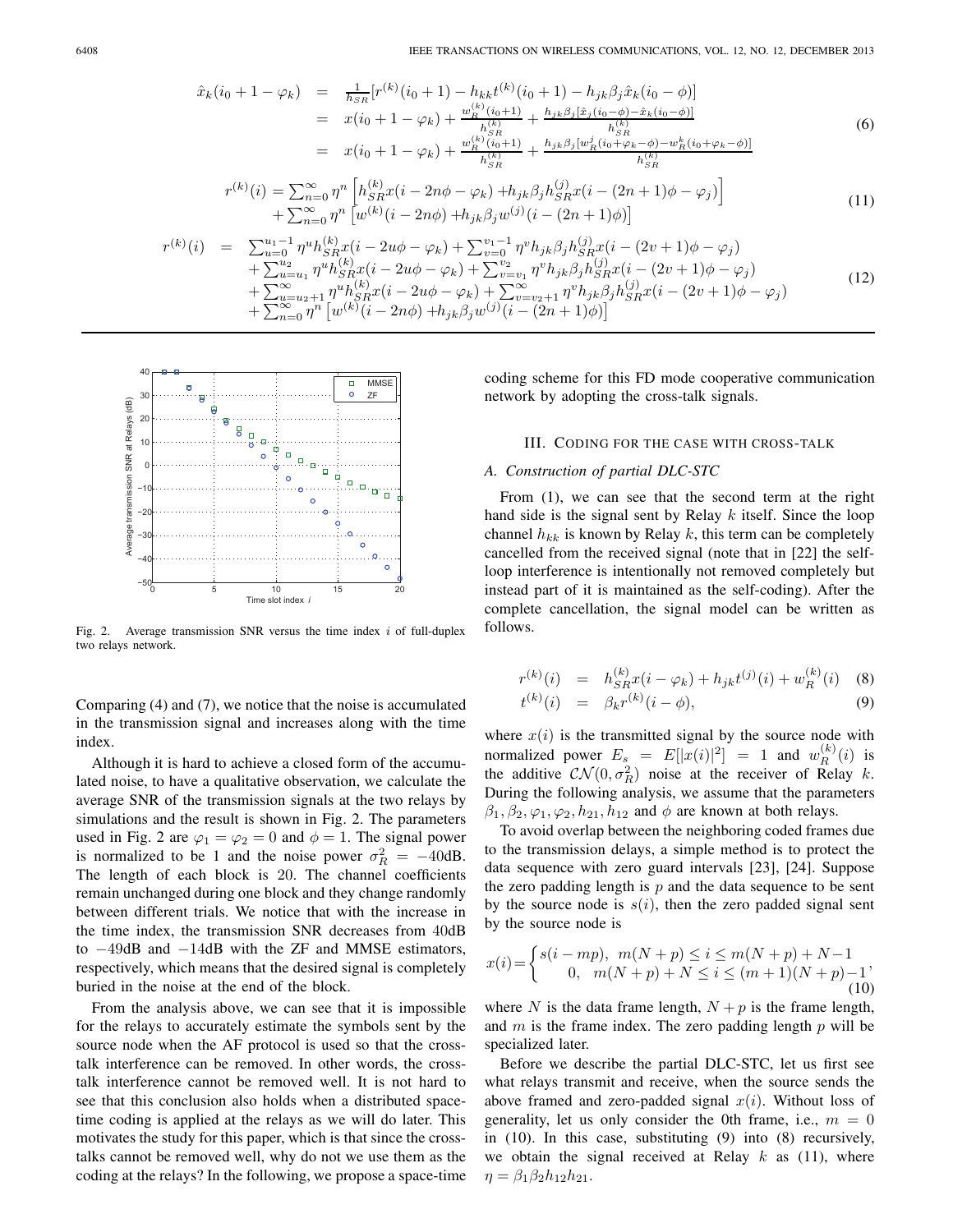$$
\begin{aligned}
\hat{x}_k(i_0+1-\varphi_k) &= \frac{1}{h_{SR}}[r^{(k)}(i_0+1) - h_{kk}t^{(k)}(i_0+1) - h_{jk}\beta_j\hat{x}_k(i_0-\phi)] \\
&= x(i_0+1-\varphi_k) + \frac{w_R^{(k)}(i_0+1)}{h_{SR}^{(k)}} + \frac{h_{jk}\beta_j[\hat{x}_j(i_0-\phi)-\hat{x}_k(i_0-\phi)]}{h_{SR}^{(k)}} \\
&= x(i_0+1-\varphi_k) + \frac{w_R^{(k)}(i_0+1)}{h_{SR}^{(k)}} + \frac{h_{jk}\beta_j[w_R^j(i_0+\varphi_k-\phi)-w_R^k(i_0+\varphi_k-\phi)]}{h_{SR}^{(k)}}
\end{aligned}
\tag{6}
$$

$$
\begin{aligned}
r^{(k)}(i) = \sum_{n=0}^{\infty}\eta^n\left[h_{SR}^{(k)}x(i-2n\phi-\varphi_k) + h_{jk}\beta_j h_{SR}^{(j)}x(i-(2n+1)\phi-\varphi_j)\right] \\
+ \sum_{n=0}^{\infty}\eta^n\left[w^{(k)}(i-2n\phi) + h_{jk}\beta_j w^{(j)}(i-(2n+1)\phi)\right]
\end{aligned}
\tag{11}
$$

$$
\begin{aligned}
r^{(k)}(i) &= \sum_{u=0}^{u_1-1}\eta^u h_{SR}^{(k)}x(i-2u\phi-\varphi_k) + \sum_{v=0}^{v_1-1}\eta^v h_{jk}\beta_j h_{SR}^{(j)}x(i-(2v+1)\phi-\varphi_j) \\
&+ \sum_{u=u_1}^{u_2}\eta^u h_{SR}^{(k)}x(i-2u\phi-\varphi_k) + \sum_{v=v_1}^{v_2}\eta^v h_{jk}\beta_j h_{SR}^{(j)}x(i-(2v+1)\phi-\varphi_j) \\
&+ \sum_{u=u_2+1}^{\infty}\eta^u h_{SR}^{(k)}x(i-2u\phi-\varphi_k) + \sum_{v=v_2+1}^{\infty}\eta^v h_{jk}\beta_j h_{SR}^{(j)}x(i-(2v+1)\phi-\varphi_j) \\
&+ \sum_{n=0}^{\infty}\eta^n\left[w^{(k)}(i-2n\phi) + h_{jk}\beta_j w^{(j)}(i-(2n+1)\phi)\right]
\end{aligned}
\tag{12}
$$

Fig. 2. Average transmission SNR versus the time index $i$ of full-duplex two relays network.

Comparing (4) and (7), we notice that the noise is accumulated in the transmission signal and increases along with the time index.

Although it is hard to achieve a closed form of the accumulated noise, to have a qualitative observation, we calculate the average SNR of the transmission signals at the two relays by simulations and the result is shown in Fig. 2. The parameters used in Fig. 2 are $\varphi_1 = \varphi_2 = 0$ and $\phi = 1$. The signal power is normalized to be 1 and the noise power $\sigma_R^2 = -40$dB. The length of each block is 20. The channel coefficients remain unchanged during one block and they change randomly between different trials. We notice that with the increase in the time index, the transmission SNR decreases from 40dB to $-49$dB and $-14$dB with the ZF and MMSE estimators, respectively, which means that the desired signal is completely buried in the noise at the end of the block.

From the analysis above, we can see that it is impossible for the relays to accurately estimate the symbols sent by the source node when the AF protocol is used so that the cross-talk interference can be removed. In other words, the cross-talk interference cannot be removed well. It is not hard to see that this conclusion also holds when a distributed space-time coding is applied at the relays as we will do later. This motivates the study for this paper, which is that since the cross-talks cannot be removed well, why do not we use them as the coding at the relays? In the following, we propose a space-time coding scheme for this FD mode cooperative communication network by adopting the cross-talk signals.

## III. Coding for the Case with Cross-Talk

### A. Construction of partial DLC-STC

From (1), we can see that the second term at the right hand side is the signal sent by Relay $k$ itself. Since the loop channel $h_{kk}$ is known by Relay $k$, this term can be completely cancelled from the received signal (note that in [22] the self-loop interference is intentionally not removed completely but instead part of it is maintained as the self-coding). After the complete cancellation, the signal model can be written as follows.

$$
\begin{aligned}
r^{(k)}(i) &= h_{SR}^{(k)}x(i-\varphi_k) + h_{jk}t^{(j)}(i) + w_R^{(k)}(i) \quad (8) \\
t^{(k)}(i) &= \beta_k r^{(k)}(i-\phi), \quad (9)
\end{aligned}
$$

where $x(i)$ is the transmitted signal by the source node with normalized power $E_s = E[|x(i)|^2] = 1$ and $w_R^{(k)}(i)$ is the additive $\mathcal{CN}(0, \sigma_R^2)$ noise at the receiver of Relay $k$. During the following analysis, we assume that the parameters $\beta_1, \beta_2, \varphi_1, \varphi_2, h_{21}, h_{12}$ and $\phi$ are known at both relays.

To avoid overlap between the neighboring coded frames due to the transmission delays, a simple method is to protect the data sequence with zero guard intervals [23], [24]. Suppose the zero padding length is $p$ and the data sequence to be sent by the source node is $s(i)$, then the zero padded signal sent by the source node is

$$
x(i) = \begin{cases} s(i-mp), & m(N+p) \le i \le m(N+p)+N-1 \\ 0, & m(N+p)+N \le i \le (m+1)(N+p)-1 \end{cases}, \tag{10}
$$

where $N$ is the data frame length, $N+p$ is the frame length, and $m$ is the frame index. The zero padding length $p$ will be specialized later.

Before we describe the partial DLC-STC, let us first see what relays transmit and receive, when the source sends the above framed and zero-padded signal $x(i)$. Without loss of generality, let us only consider the 0th frame, i.e., $m = 0$ in (10). In this case, substituting (9) into (8) recursively, we obtain the signal received at Relay $k$ as (11), where $\eta = \beta_1\beta_2 h_{12}h_{21}$.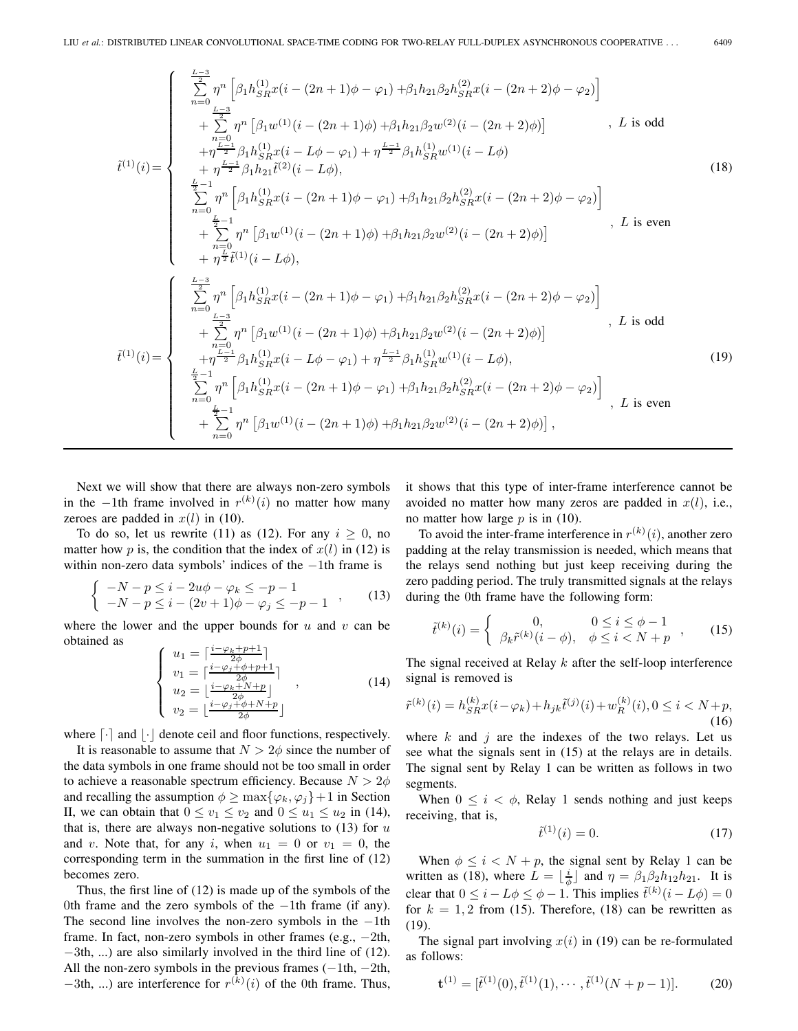$$
\tilde{t}^{(1)}(i)=\begin{cases} \sum_{n=0}^{\frac{L-3}{2}} \eta^n \left[\beta_1 h_{SR}^{(1)} x(i-(2n+1)\phi-\varphi_1) + \beta_1 h_{21}\beta_2 h_{SR}^{(2)} x(i-(2n+2)\phi-\varphi_2)\right] \\ \quad + \sum_{n=0}^{\frac{L-3}{2}} \eta^n \left[\beta_1 w^{(1)}(i-(2n+1)\phi) + \beta_1 h_{21}\beta_2 w^{(2)}(i-(2n+2)\phi)\right] & , \ L \text{ is odd} \\ \quad + \eta^{\frac{L-1}{2}} \beta_1 h_{SR}^{(1)} x(i-L\phi-\varphi_1) + \eta^{\frac{L-1}{2}} \beta_1 h_{SR}^{(1)} w^{(1)}(i-L\phi) \\ \quad + \eta^{\frac{L-1}{2}} \beta_1 h_{21} \tilde{t}^{(2)}(i-L\phi), \\ \sum_{n=0}^{\frac{L}{2}-1} \eta^n \left[\beta_1 h_{SR}^{(1)} x(i-(2n+1)\phi-\varphi_1) + \beta_1 h_{21}\beta_2 h_{SR}^{(2)} x(i-(2n+2)\phi-\varphi_2)\right] \\ \quad + \sum_{n=0}^{\frac{L}{2}-1} \eta^n \left[\beta_1 w^{(1)}(i-(2n+1)\phi) + \beta_1 h_{21}\beta_2 w^{(2)}(i-(2n+2)\phi)\right] & , \ L \text{ is even} \\ \quad + \eta^{\frac{L}{2}} \tilde{t}^{(1)}(i-L\phi), \end{cases} \tag{18}
$$

$$
\tilde{t}^{(1)}(i)=\begin{cases} \sum_{n=0}^{\frac{L-3}{2}} \eta^n \left[\beta_1 h_{SR}^{(1)} x(i-(2n+1)\phi-\varphi_1) + \beta_1 h_{21}\beta_2 h_{SR}^{(2)} x(i-(2n+2)\phi-\varphi_2)\right] \\ \quad + \sum_{n=0}^{\frac{L-3}{2}} \eta^n \left[\beta_1 w^{(1)}(i-(2n+1)\phi) + \beta_1 h_{21}\beta_2 w^{(2)}(i-(2n+2)\phi)\right] & , \ L \text{ is odd} \\ \quad + \eta^{\frac{L-1}{2}} \beta_1 h_{SR}^{(1)} x(i-L\phi-\varphi_1) + \eta^{\frac{L-1}{2}} \beta_1 h_{SR}^{(1)} w^{(1)}(i-L\phi), \\ \sum_{n=0}^{\frac{L}{2}-1} \eta^n \left[\beta_1 h_{SR}^{(1)} x(i-(2n+1)\phi-\varphi_1) + \beta_1 h_{21}\beta_2 h_{SR}^{(2)} x(i-(2n+2)\phi-\varphi_2)\right] & , \ L \text{ is even} \\ \quad + \sum_{n=0}^{\frac{L}{2}-1} \eta^n \left[\beta_1 w^{(1)}(i-(2n+1)\phi) + \beta_1 h_{21}\beta_2 w^{(2)}(i-(2n+2)\phi)\right], \end{cases} \tag{19}
$$

Next we will show that there are always non-zero symbols in the $-1$th frame involved in $r^{(k)}(i)$ no matter how many zeroes are padded in $x(l)$ in (10).

To do so, let us rewrite (11) as (12). For any $i \geq 0$, no matter how $p$ is, the condition that the index of $x(l)$ in (12) is within non-zero data symbols' indices of the $-1$th frame is

$$
\begin{cases} -N-p \leq i-2u\phi-\varphi_k \leq -p-1 \\ -N-p \leq i-(2v+1)\phi-\varphi_j \leq -p-1 \end{cases}, \tag{13}
$$

where the lower and the upper bounds for $u$ and $v$ can be obtained as

$$
\begin{cases} u_1 = \lceil \frac{i-\varphi_k+p+1}{2\phi} \rceil \\ v_1 = \lceil \frac{i-\varphi_j+\phi+p+1}{2\phi} \rceil \\ u_2 = \lfloor \frac{i-\varphi_k+N+p}{2\phi} \rfloor \\ v_2 = \lfloor \frac{i-\varphi_j+\phi+N+p}{2\phi} \rfloor \end{cases}, \tag{14}
$$

where $\lceil \cdot \rceil$ and $\lfloor \cdot \rfloor$ denote ceil and floor functions, respectively.

It is reasonable to assume that $N > 2\phi$ since the number of the data symbols in one frame should not be too small in order to achieve a reasonable spectrum efficiency. Because $N > 2\phi$ and recalling the assumption $\phi \geq \max\{\varphi_k, \varphi_j\}+1$ in Section II, we can obtain that $0 \leq v_1 \leq v_2$ and $0 \leq u_1 \leq u_2$ in (14), that is, there are always non-negative solutions to (13) for $u$ and $v$. Note that, for any $i$, when $u_1 = 0$ or $v_1 = 0$, the corresponding term in the summation in the first line of (12) becomes zero.

Thus, the first line of (12) is made up of the symbols of the 0th frame and the zero symbols of the $-1$th frame (if any). The second line involves the non-zero symbols in the $-1$th frame. In fact, non-zero symbols in other frames (e.g., $-2$th, $-3$th, ...) are also similarly involved in the third line of (12). All the non-zero symbols in the previous frames ($-1$th, $-2$th, $-3$th, ...) are interference for $r^{(k)}(i)$ of the 0th frame. Thus, it shows that this type of inter-frame interference cannot be avoided no matter how many zeros are padded in $x(l)$, i.e., no matter how large $p$ is in (10).

To avoid the inter-frame interference in $r^{(k)}(i)$, another zero padding at the relay transmission is needed, which means that the relays send nothing but just keep receiving during the zero padding period. The truly transmitted signals at the relays during the 0th frame have the following form:

$$
\tilde{t}^{(k)}(i) = \begin{cases} 0, & 0 \leq i \leq \phi-1 \\ \beta_k \tilde{r}^{(k)}(i-\phi), & \phi \leq i < N+p \end{cases}, \tag{15}
$$

The signal received at Relay $k$ after the self-loop interference signal is removed is

$$
\tilde{r}^{(k)}(i) = h_{SR}^{(k)} x(i-\varphi_k) + h_{jk}\tilde{t}^{(j)}(i) + w_R^{(k)}(i), 0 \leq i < N+p, \tag{16}
$$

where $k$ and $j$ are the indexes of the two relays. Let us see what the signals sent in (15) at the relays are in details. The signal sent by Relay 1 can be written as follows in two segments.

When $0 \leq i < \phi$, Relay 1 sends nothing and just keeps receiving, that is,

$$
\tilde{t}^{(1)}(i) = 0. \tag{17}
$$

When $\phi \leq i < N+p$, the signal sent by Relay 1 can be written as (18), where $L = \lfloor \frac{i}{\phi} \rfloor$ and $\eta = \beta_1\beta_2 h_{12}h_{21}$. It is clear that $0 \leq i - L\phi \leq \phi - 1$. This implies $\tilde{t}^{(k)}(i - L\phi) = 0$ for $k = 1, 2$ from (15). Therefore, (18) can be rewritten as (19).

The signal part involving $x(i)$ in (19) can be re-formulated as follows:

$$
\mathbf{t}^{(1)} = [\tilde{t}^{(1)}(0), \tilde{t}^{(1)}(1), \cdots, \tilde{t}^{(1)}(N+p-1)]. \tag{20}
$$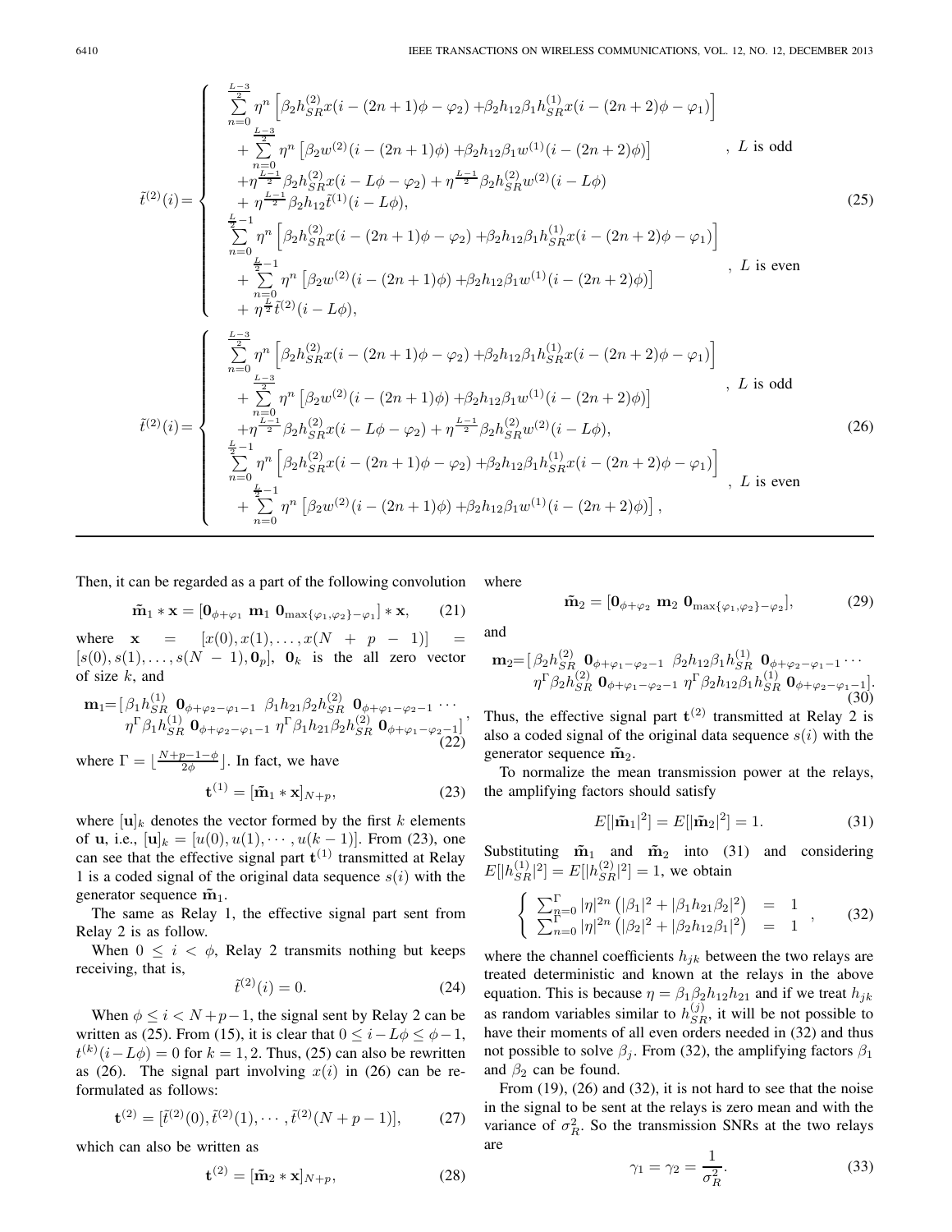$$
\tilde{t}^{(2)}(i)=\begin{cases}
\sum_{n=0}^{\frac{L-3}{2}} \eta^n \left[\beta_2 h_{SR}^{(2)} x(i-(2n+1)\phi-\varphi_2) + \beta_2 h_{12}\beta_1 h_{SR}^{(1)} x(i-(2n+2)\phi-\varphi_1)\right] \\
\quad + \sum_{n=0}^{\frac{L-3}{2}} \eta^n \left[\beta_2 w^{(2)}(i-(2n+1)\phi) + \beta_2 h_{12}\beta_1 w^{(1)}(i-(2n+2)\phi)\right] \\
\quad + \eta^{\frac{L-1}{2}} \beta_2 h_{SR}^{(2)} x(i-L\phi-\varphi_2) + \eta^{\frac{L-1}{2}} \beta_2 h_{SR}^{(2)} w^{(2)}(i-L\phi) \\
\quad + \eta^{\frac{L-1}{2}} \beta_2 h_{12} \tilde{t}^{(1)}(i-L\phi), & L \text{ is odd} \\
\sum_{n=0}^{\frac{L}{2}-1} \eta^n \left[\beta_2 h_{SR}^{(2)} x(i-(2n+1)\phi-\varphi_2) + \beta_2 h_{12}\beta_1 h_{SR}^{(1)} x(i-(2n+2)\phi-\varphi_1)\right] \\
\quad + \sum_{n=0}^{\frac{L}{2}-1} \eta^n \left[\beta_2 w^{(2)}(i-(2n+1)\phi) + \beta_2 h_{12}\beta_1 w^{(1)}(i-(2n+2)\phi)\right] \\
\quad + \eta^{\frac{L}{2}} \tilde{t}^{(2)}(i-L\phi), & L \text{ is even}
\end{cases} \tag{25}
$$

$$
\tilde{t}^{(2)}(i)=\begin{cases}
\sum_{n=0}^{\frac{L-3}{2}} \eta^n \left[\beta_2 h_{SR}^{(2)} x(i-(2n+1)\phi-\varphi_2) + \beta_2 h_{12}\beta_1 h_{SR}^{(1)} x(i-(2n+2)\phi-\varphi_1)\right] \\
\quad + \sum_{n=0}^{\frac{L-3}{2}} \eta^n \left[\beta_2 w^{(2)}(i-(2n+1)\phi) + \beta_2 h_{12}\beta_1 w^{(1)}(i-(2n+2)\phi)\right] \\
\quad + \eta^{\frac{L-1}{2}} \beta_2 h_{SR}^{(2)} x(i-L\phi-\varphi_2) + \eta^{\frac{L-1}{2}} \beta_2 h_{SR}^{(2)} w^{(2)}(i-L\phi), & L \text{ is odd} \\
\sum_{n=0}^{\frac{L}{2}-1} \eta^n \left[\beta_2 h_{SR}^{(2)} x(i-(2n+1)\phi-\varphi_2) + \beta_2 h_{12}\beta_1 h_{SR}^{(1)} x(i-(2n+2)\phi-\varphi_1)\right] \\
\quad + \sum_{n=0}^{\frac{L}{2}-1} \eta^n \left[\beta_2 w^{(2)}(i-(2n+1)\phi) + \beta_2 h_{12}\beta_1 w^{(1)}(i-(2n+2)\phi)\right], & L \text{ is even}
\end{cases} \tag{26}
$$

Then, it can be regarded as a part of the following convolution

$$
\tilde{\mathbf{m}}_1 * \mathbf{x} = [\mathbf{0}_{\phi+\varphi_1} \ \mathbf{m}_1 \ \mathbf{0}_{\max\{\varphi_1,\varphi_2\}-\varphi_1}] * \mathbf{x}, \tag{21}
$$

where $\mathbf{x} = [x(0), x(1), \ldots, x(N+p-1)] = [s(0), s(1), \ldots, s(N-1), \mathbf{0}_p]$, $\mathbf{0}_k$ is the all zero vector of size $k$, and

$$
\begin{aligned}
\mathbf{m}_1 = [\, & \beta_1 h_{SR}^{(1)} \ \mathbf{0}_{\phi+\varphi_2-\varphi_1-1} \ \beta_1 h_{21}\beta_2 h_{SR}^{(2)} \ \mathbf{0}_{\phi+\varphi_1-\varphi_2-1} \cdots \\
& \eta^\Gamma \beta_1 h_{SR}^{(1)} \ \mathbf{0}_{\phi+\varphi_2-\varphi_1-1} \ \eta^\Gamma \beta_1 h_{21}\beta_2 h_{SR}^{(2)} \ \mathbf{0}_{\phi+\varphi_1-\varphi_2-1}],
\end{aligned} \tag{22}
$$

where $\Gamma = \lfloor \frac{N+p-1-\phi}{2\phi} \rfloor$. In fact, we have

$$
\mathbf{t}^{(1)} = [\tilde{\mathbf{m}}_1 * \mathbf{x}]_{N+p}, \tag{23}
$$

where $[\mathbf{u}]_k$ denotes the vector formed by the first $k$ elements of $\mathbf{u}$, i.e., $[\mathbf{u}]_k = [u(0), u(1), \cdots, u(k-1)]$. From (23), one can see that the effective signal part $\mathbf{t}^{(1)}$ transmitted at Relay 1 is a coded signal of the original data sequence $s(i)$ with the generator sequence $\tilde{\mathbf{m}}_1$.

The same as Relay 1, the effective signal part sent from Relay 2 is as follow.

When $0 \le i < \phi$, Relay 2 transmits nothing but keeps receiving, that is,

$$
\tilde{t}^{(2)}(i) = 0. \tag{24}
$$

When $\phi \le i < N+p-1$, the signal sent by Relay 2 can be written as (25). From (15), it is clear that $0 \le i - L\phi \le \phi - 1$, $t^{(k)}(i - L\phi) = 0$ for $k = 1, 2$. Thus, (25) can also be rewritten as (26). The signal part involving $x(i)$ in (26) can be reformulated as follows:

$$
\mathbf{t}^{(2)} = [\tilde{t}^{(2)}(0), \tilde{t}^{(2)}(1), \cdots, \tilde{t}^{(2)}(N+p-1)], \tag{27}
$$

which can also be written as

$$
\mathbf{t}^{(2)} = [\tilde{\mathbf{m}}_2 * \mathbf{x}]_{N+p}, \tag{28}
$$

where

$$
\tilde{\mathbf{m}}_2 = [\mathbf{0}_{\phi+\varphi_2} \ \mathbf{m}_2 \ \mathbf{0}_{\max\{\varphi_1,\varphi_2\}-\varphi_2}], \tag{29}
$$

and

$$
\begin{aligned}
\mathbf{m}_2 = [\, & \beta_2 h_{SR}^{(2)} \ \mathbf{0}_{\phi+\varphi_1-\varphi_2-1} \ \beta_2 h_{12}\beta_1 h_{SR}^{(1)} \ \mathbf{0}_{\phi+\varphi_2-\varphi_1-1} \cdots \\
& \eta^\Gamma \beta_2 h_{SR}^{(2)} \ \mathbf{0}_{\phi+\varphi_1-\varphi_2-1} \ \eta^\Gamma \beta_2 h_{12}\beta_1 h_{SR}^{(1)} \ \mathbf{0}_{\phi+\varphi_2-\varphi_1-1}].
\end{aligned} \tag{30}
$$

Thus, the effective signal part $\mathbf{t}^{(2)}$ transmitted at Relay 2 is also a coded signal of the original data sequence $s(i)$ with the generator sequence $\tilde{\mathbf{m}}_2$.

To normalize the mean transmission power at the relays, the amplifying factors should satisfy

$$
E[|\tilde{\mathbf{m}}_1|^2] = E[|\tilde{\mathbf{m}}_2|^2] = 1. \tag{31}
$$

Substituting $\tilde{\mathbf{m}}_1$ and $\tilde{\mathbf{m}}_2$ into (31) and considering $E[|h_{SR}^{(1)}|^2] = E[|h_{SR}^{(2)}|^2] = 1$, we obtain

$$
\begin{cases}
\sum_{n=0}^{\Gamma} |\eta|^{2n} \left(|\beta_1|^2 + |\beta_1 h_{21}\beta_2|^2\right) = 1 \\
\sum_{n=0}^{\Gamma} |\eta|^{2n} \left(|\beta_2|^2 + |\beta_2 h_{12}\beta_1|^2\right) = 1
\end{cases}, \tag{32}
$$

where the channel coefficients $h_{jk}$ between the two relays are treated deterministic and known at the relays in the above equation. This is because $\eta = \beta_1\beta_2 h_{12}h_{21}$ and if we treat $h_{jk}$ as random variables similar to $h_{SR}^{(j)}$, it will be not possible to have their moments of all even orders needed in (32) and thus not possible to solve $\beta_j$. From (32), the amplifying factors $\beta_1$ and $\beta_2$ can be found.

From (19), (26) and (32), it is not hard to see that the noise in the signal to be sent at the relays is zero mean and with the variance of $\sigma_R^2$. So the transmission SNRs at the two relays are

$$
\gamma_1 = \gamma_2 = \frac{1}{\sigma_R^2}. \tag{33}
$$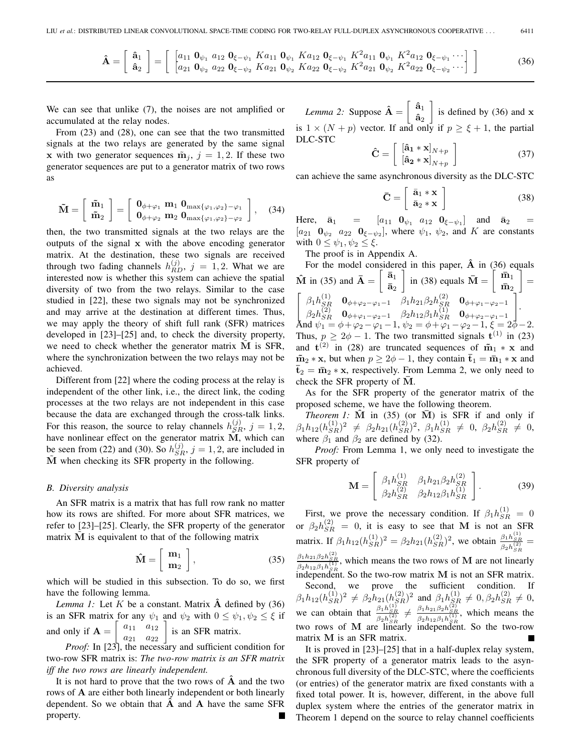$$\hat{\mathbf{A}} = \begin{bmatrix} \hat{\mathbf{a}}_1 \\ \hat{\mathbf{a}}_2 \end{bmatrix} = \begin{bmatrix} [a_{11}\ \mathbf{0}_{\psi_1}\ a_{12}\ \mathbf{0}_{\xi-\psi_1}\ Ka_{11}\ \mathbf{0}_{\psi_1}\ Ka_{12}\ \mathbf{0}_{\xi-\psi_1}\ K^2a_{11}\ \mathbf{0}_{\psi_1}\ K^2a_{12}\ \mathbf{0}_{\xi-\psi_1}\cdots] \\ [a_{21}\ \mathbf{0}_{\psi_2}\ a_{22}\ \mathbf{0}_{\xi-\psi_2}\ Ka_{21}\ \mathbf{0}_{\psi_2}\ Ka_{22}\ \mathbf{0}_{\xi-\psi_2}\ K^2a_{21}\ \mathbf{0}_{\psi_2}\ K^2a_{22}\ \mathbf{0}_{\xi-\psi_2}\cdots] \end{bmatrix} \tag{36}$$

We can see that unlike (7), the noises are not amplified or accumulated at the relay nodes.

From (23) and (28), one can see that the two transmitted signals at the two relays are generated by the same signal $\mathbf{x}$ with two generator sequences $\tilde{\mathbf{m}}_j$, $j = 1, 2$. If these two generator sequences are put to a generator matrix of two rows as

$$\tilde{\mathbf{M}} = \begin{bmatrix} \tilde{\mathbf{m}}_1 \\ \tilde{\mathbf{m}}_2 \end{bmatrix} = \begin{bmatrix} \mathbf{0}_{\phi+\varphi_1} & \mathbf{m}_1 & \mathbf{0}_{\max\{\varphi_1,\varphi_2\}-\varphi_1} \\ \mathbf{0}_{\phi+\varphi_2} & \mathbf{m}_2 & \mathbf{0}_{\max\{\varphi_1,\varphi_2\}-\varphi_2} \end{bmatrix}, \tag{34}$$

then, the two transmitted signals at the two relays are the outputs of the signal $\mathbf{x}$ with the above encoding generator matrix. At the destination, these two signals are received through two fading channels $h_{RD}^{(j)}$, $j = 1, 2$. What we are interested now is whether this system can achieve the spatial diversity of two from the two relays. Similar to the case studied in [22], these two signals may not be synchronized and may arrive at the destination at different times. Thus, we may apply the theory of shift full rank (SFR) matrices developed in [23]–[25] and, to check the diversity property, we need to check whether the generator matrix $\tilde{\mathbf{M}}$ is SFR, where the synchronization between the two relays may not be achieved.

Different from [22] where the coding process at the relay is independent of the other link, i.e., the direct link, the coding processes at the two relays are not independent in this case because the data are exchanged through the cross-talk links. For this reason, the source to relay channels $h_{SR}^{(j)}$, $j = 1, 2$, have nonlinear effect on the generator matrix $\tilde{\mathbf{M}}$, which can be seen from (22) and (30). So $h_{SR}^{(j)}$, $j = 1, 2$, are included in $\tilde{\mathbf{M}}$ when checking its SFR property in the following.

### B. Diversity analysis

An SFR matrix is a matrix that has full row rank no matter how its rows are shifted. For more about SFR matrices, we refer to [23]–[25]. Clearly, the SFR property of the generator matrix $\tilde{\mathbf{M}}$ is equivalent to that of the following matrix

$$\hat{\mathbf{M}} = \begin{bmatrix} \mathbf{m}_1 \\ \mathbf{m}_2 \end{bmatrix}, \tag{35}$$

which will be studied in this subsection. To do so, we first have the following lemma.

*Lemma 1:* Let $K$ be a constant. Matrix $\hat{\mathbf{A}}$ defined by (36) is an SFR matrix for any $\psi_1$ and $\psi_2$ with $0 \le \psi_1, \psi_2 \le \xi$ if and only if $\mathbf{A} = \begin{bmatrix} a_{11} & a_{12} \\ a_{21} & a_{22} \end{bmatrix}$ is an SFR matrix.

*Proof:* In [23], the necessary and sufficient condition for two-row SFR matrix is: *The two-row matrix is an SFR matrix iff the two rows are linearly independent.*

It is not hard to prove that the two rows of $\hat{\mathbf{A}}$ and the two rows of $\mathbf{A}$ are either both linearly independent or both linearly dependent. So we obtain that $\hat{\mathbf{A}}$ and $\mathbf{A}$ have the same SFR property. ■

*Lemma 2:* Suppose $\hat{\mathbf{A}} = \begin{bmatrix} \hat{\mathbf{a}}_1 \\ \hat{\mathbf{a}}_2 \end{bmatrix}$ is defined by (36) and $\mathbf{x}$ is $1 \times (N + p)$ vector. If and only if $p \ge \xi + 1$, the partial DLC-STC

$$\hat{\mathbf{C}} = \begin{bmatrix} [\hat{\mathbf{a}}_1 * \mathbf{x}]_{N+p} \\ [\hat{\mathbf{a}}_2 * \mathbf{x}]_{N+p} \end{bmatrix} \tag{37}$$

can achieve the same asynchronous diversity as the DLC-STC

$$\bar{\mathbf{C}} = \begin{bmatrix} \bar{\mathbf{a}}_1 * \mathbf{x} \\ \bar{\mathbf{a}}_2 * \mathbf{x} \end{bmatrix} \tag{38}$$

Here, $\bar{\mathbf{a}}_1 = [a_{11}\ \mathbf{0}_{\psi_1}\ a_{12}\ \mathbf{0}_{\xi-\psi_1}]$ and $\bar{\mathbf{a}}_2 = [a_{21}\ \mathbf{0}_{\psi_2}\ a_{22}\ \mathbf{0}_{\xi-\psi_2}]$, where $\psi_1$, $\psi_2$, and $K$ are constants with $0 \le \psi_1, \psi_2 \le \xi$.

The proof is in Appendix A.

For the model considered in this paper, $\hat{\mathbf{A}}$ in (36) equals $\hat{\mathbf{M}}$ in (35) and $\bar{\mathbf{A}} = \begin{bmatrix} \bar{\mathbf{a}}_1 \\ \bar{\mathbf{a}}_2 \end{bmatrix}$ in (38) equals $\bar{\mathbf{M}} = \begin{bmatrix} \bar{\mathbf{m}}_1 \\ \bar{\mathbf{m}}_2 \end{bmatrix} = \begin{bmatrix} \beta_1 h_{SR}^{(1)} & \mathbf{0}_{\phi+\varphi_2-\varphi_1-1} & \beta_1 h_{21}\beta_2 h_{SR}^{(2)} & \mathbf{0}_{\phi+\varphi_1-\varphi_2-1} \\ \beta_2 h_{SR}^{(2)} & \mathbf{0}_{\phi+\varphi_1-\varphi_2-1} & \beta_2 h_{12}\beta_1 h_{SR}^{(1)} & \mathbf{0}_{\phi+\varphi_2-\varphi_1-1} \end{bmatrix}$. And $\psi_1 = \phi+\varphi_2-\varphi_1-1$, $\psi_2 = \phi+\varphi_1-\varphi_2-1$, $\xi = 2\phi-2$. Thus, $p \ge 2\phi - 1$. The two transmitted signals $\mathbf{t}^{(1)}$ in (23) and $\mathbf{t}^{(2)}$ in (28) are truncated sequences of $\tilde{\mathbf{m}}_1 * \mathbf{x}$ and $\tilde{\mathbf{m}}_2 * \mathbf{x}$, but when $p \ge 2\phi - 1$, they contain $\bar{\mathbf{t}}_1 = \bar{\mathbf{m}}_1 * \mathbf{x}$ and $\bar{\mathbf{t}}_2 = \bar{\mathbf{m}}_2 * \mathbf{x}$, respectively. From Lemma 2, we only need to check the SFR property of $\bar{\mathbf{M}}$.

As for the SFR property of the generator matrix of the proposed scheme, we have the following theorem.

*Theorem 1:* $\hat{\mathbf{M}}$ in (35) (or $\bar{\mathbf{M}}$) is SFR if and only if $\beta_1 h_{12}(h_{SR}^{(1)})^2 \ne \beta_2 h_{21}(h_{SR}^{(2)})^2$, $\beta_1 h_{SR}^{(1)} \ne 0$, $\beta_2 h_{SR}^{(2)} \ne 0$, where $\beta_1$ and $\beta_2$ are defined by (32).

*Proof:* From Lemma 1, we only need to investigate the SFR property of

$$\mathbf{M} = \begin{bmatrix} \beta_1 h_{SR}^{(1)} & \beta_1 h_{21}\beta_2 h_{SR}^{(2)} \\ \beta_2 h_{SR}^{(2)} & \beta_2 h_{12}\beta_1 h_{SR}^{(1)} \end{bmatrix}. \tag{39}$$

First, we prove the necessary condition. If $\beta_1 h_{SR}^{(1)} = 0$ or $\beta_2 h_{SR}^{(2)} = 0$, it is easy to see that $\mathbf{M}$ is not an SFR matrix. If $\beta_1 h_{12}(h_{SR}^{(1)})^2 = \beta_2 h_{21}(h_{SR}^{(2)})^2$, we obtain $\frac{\beta_1 h_{SR}^{(1)}}{\beta_2 h_{SR}^{(2)}} = \frac{\beta_1 h_{21}\beta_2 h_{SR}^{(2)}}{\beta_2 h_{12}\beta_1 h_{SR}^{(1)}}$, which means the two rows of $\mathbf{M}$ are not linearly independent. So the two-row matrix $\mathbf{M}$ is not an SFR matrix.

Second, we prove the sufficient condition. If $\beta_1 h_{12}(h_{SR}^{(1)})^2 \ne \beta_2 h_{21}(h_{SR}^{(2)})^2$ and $\beta_1 h_{SR}^{(1)} \ne 0, \beta_2 h_{SR}^{(2)} \ne 0$, we can obtain that $\frac{\beta_1 h_{SR}^{(1)}}{\beta_2 h_{SR}^{(2)}} \ne \frac{\beta_1 h_{21}\beta_2 h_{SR}^{(2)}}{\beta_2 h_{12}\beta_1 h_{SR}^{(1)}}$, which means the two rows of $\mathbf{M}$ are linearly independent. So the two-row matrix $\mathbf{M}$ is an SFR matrix. ■

It is proved in [23]–[25] that in a half-duplex relay system, the SFR property of a generator matrix leads to the asynchronous full diversity of the DLC-STC, where the coefficients (or entries) of the generator matrix are fixed constants with a fixed total power. It is, however, different, in the above full duplex system where the entries of the generator matrix in Theorem 1 depend on the source to relay channel coefficients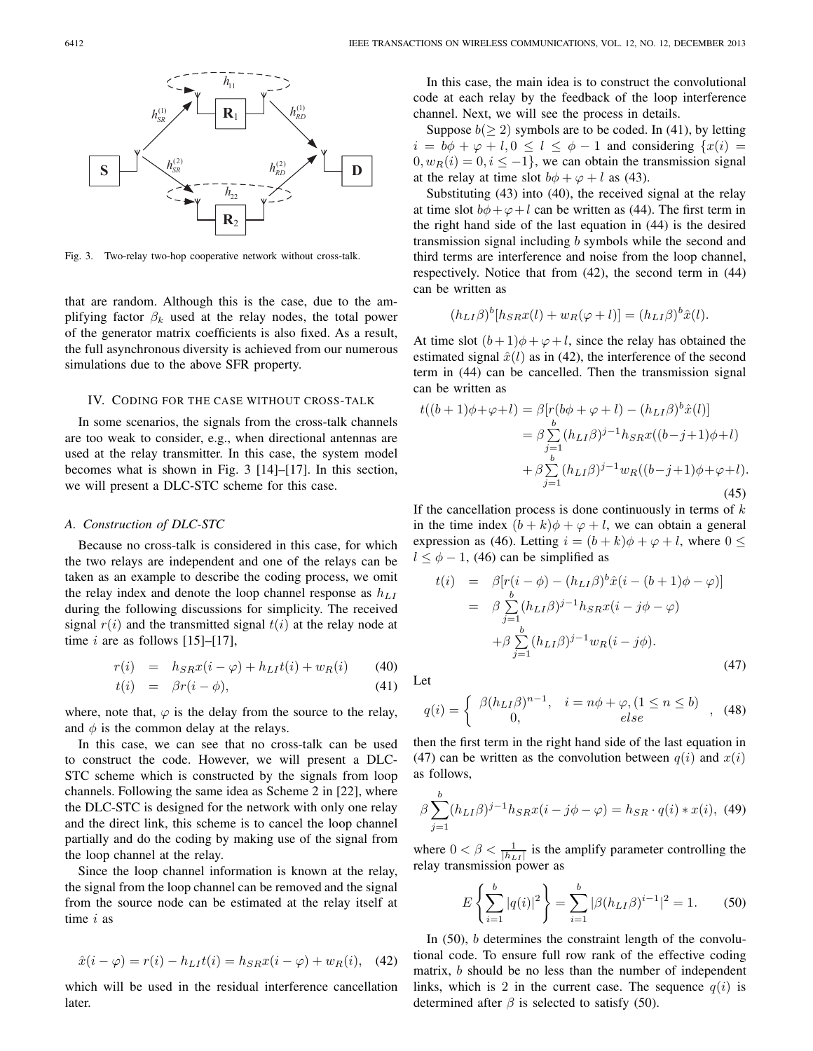Fig. 3. Two-relay two-hop cooperative network without cross-talk.

that are random. Although this is the case, due to the amplifying factor $\beta_k$ used at the relay nodes, the total power of the generator matrix coefficients is also fixed. As a result, the full asynchronous diversity is achieved from our numerous simulations due to the above SFR property.

## IV. Coding for the Case Without Cross-Talk

In some scenarios, the signals from the cross-talk channels are too weak to consider, e.g., when directional antennas are used at the relay transmitter. In this case, the system model becomes what is shown in Fig. 3 [14]–[17]. In this section, we will present a DLC-STC scheme for this case.

### A. Construction of DLC-STC

Because no cross-talk is considered in this case, for which the two relays are independent and one of the relays can be taken as an example to describe the coding process, we omit the relay index and denote the loop channel response as $h_{LI}$ during the following discussions for simplicity. The received signal $r(i)$ and the transmitted signal $t(i)$ at the relay node at time $i$ are as follows [15]–[17],

$$r(i) = h_{SR}x(i-\varphi) + h_{LI}t(i) + w_R(i) \tag{40}$$

$$t(i) = \beta r(i-\phi), \tag{41}$$

where, note that, $\varphi$ is the delay from the source to the relay, and $\phi$ is the common delay at the relays.

In this case, we can see that no cross-talk can be used to construct the code. However, we will present a DLC-STC scheme which is constructed by the signals from loop channels. Following the same idea as Scheme 2 in [22], where the DLC-STC is designed for the network with only one relay and the direct link, this scheme is to cancel the loop channel partially and do the coding by making use of the signal from the loop channel at the relay.

Since the loop channel information is known at the relay, the signal from the loop channel can be removed and the signal from the source node can be estimated at the relay itself at time $i$ as

$$\hat{x}(i-\varphi) = r(i) - h_{LI}t(i) = h_{SR}x(i-\varphi) + w_R(i), \tag{42}$$

which will be used in the residual interference cancellation later.

In this case, the main idea is to construct the convolutional code at each relay by the feedback of the loop interference channel. Next, we will see the process in details.

Suppose $b(\geq 2)$ symbols are to be coded. In (41), by letting $i = b\phi + \varphi + l, 0 \leq l \leq \phi - 1$ and considering $\{x(i) = 0, w_R(i) = 0, i \leq -1\}$, we can obtain the transmission signal at the relay at time slot $b\phi + \varphi + l$ as (43).

Substituting (43) into (40), the received signal at the relay at time slot $b\phi + \varphi + l$ can be written as (44). The first term in the right hand side of the last equation in (44) is the desired transmission signal including $b$ symbols while the second and third terms are interference and noise from the loop channel, respectively. Notice that from (42), the second term in (44) can be written as

$$(h_{LI}\beta)^b[h_{SR}x(l) + w_R(\varphi + l)] = (h_{LI}\beta)^b\hat{x}(l).$$

At time slot $(b+1)\phi + \varphi + l$, since the relay has obtained the estimated signal $\hat{x}(l)$ as in (42), the interference of the second term in (44) can be cancelled. Then the transmission signal can be written as

$$\begin{aligned}
t((b+1)\phi+\varphi+l) &= \beta[r(b\phi+\varphi+l) - (h_{LI}\beta)^b\hat{x}(l)] \\
&= \beta\sum_{j=1}^{b}(h_{LI}\beta)^{j-1}h_{SR}x((b-j+1)\phi+l) \\
&\quad + \beta\sum_{j=1}^{b}(h_{LI}\beta)^{j-1}w_R((b-j+1)\phi+\varphi+l).
\end{aligned} \tag{45}$$

If the cancellation process is done continuously in terms of $k$ in the time index $(b+k)\phi + \varphi + l$, we can obtain a general expression as (46). Letting $i = (b+k)\phi + \varphi + l$, where $0 \leq l \leq \phi - 1$, (46) can be simplified as

$$\begin{aligned}
t(i) &= \beta[r(i-\phi) - (h_{LI}\beta)^b\hat{x}(i-(b+1)\phi-\varphi)] \\
&= \beta\sum_{j=1}^{b}(h_{LI}\beta)^{j-1}h_{SR}x(i-j\phi-\varphi) \\
&\quad + \beta\sum_{j=1}^{b}(h_{LI}\beta)^{j-1}w_R(i-j\phi).
\end{aligned} \tag{47}$$

Let

$$q(i) = \begin{cases} \beta(h_{LI}\beta)^{n-1}, & i = n\phi + \varphi, (1 \leq n \leq b) \\ 0, & else \end{cases}, \tag{48}$$

then the first term in the right hand side of the last equation in (47) can be written as the convolution between $q(i)$ and $x(i)$ as follows,

$$\beta\sum_{j=1}^{b}(h_{LI}\beta)^{j-1}h_{SR}x(i-j\phi-\varphi) = h_{SR}\cdot q(i) * x(i), \tag{49}$$

where $0 < \beta < \frac{1}{|h_{LI}|}$ is the amplify parameter controlling the relay transmission power as

$$E\left\{\sum_{i=1}^{b}|q(i)|^2\right\} = \sum_{i=1}^{b}|\beta(h_{LI}\beta)^{i-1}|^2 = 1. \tag{50}$$

In (50), $b$ determines the constraint length of the convolutional code. To ensure full row rank of the effective coding matrix, $b$ should be no less than the number of independent links, which is 2 in the current case. The sequence $q(i)$ is determined after $\beta$ is selected to satisfy (50).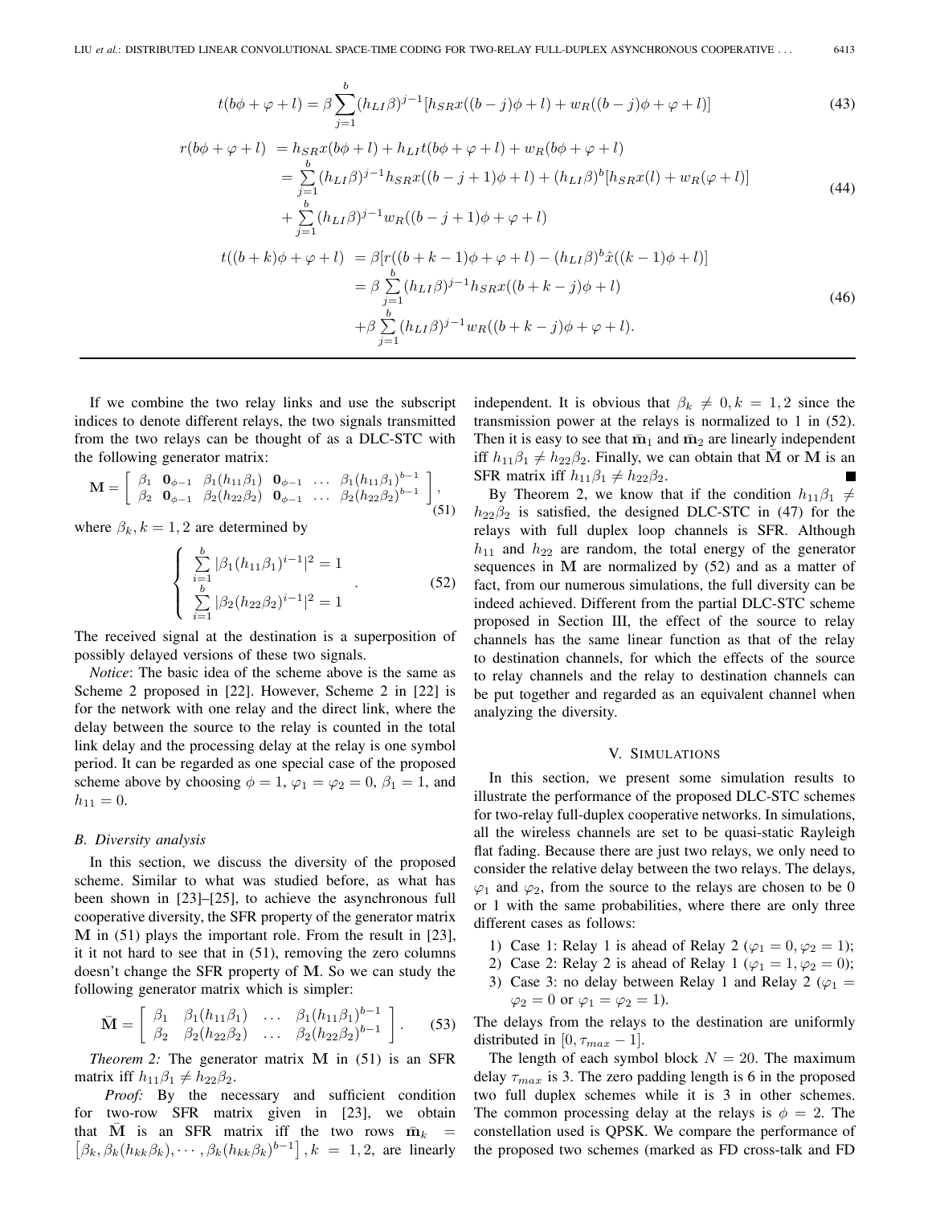$$t(b\phi+\varphi+l)=\beta\sum_{j=1}^{b}(h_{LI}\beta)^{j-1}[h_{SR}x((b-j)\phi+l)+w_R((b-j)\phi+\varphi+l)] \tag{43}$$

$$\begin{aligned} r(b\phi+\varphi+l) &= h_{SR}x(b\phi+l)+h_{LI}t(b\phi+\varphi+l)+w_R(b\phi+\varphi+l) \\ &= \sum_{j=1}^{b}(h_{LI}\beta)^{j-1}h_{SR}x((b-j+1)\phi+l)+(h_{LI}\beta)^b[h_{SR}x(l)+w_R(\varphi+l)] \\ &\quad+\sum_{j=1}^{b}(h_{LI}\beta)^{j-1}w_R((b-j+1)\phi+\varphi+l) \end{aligned} \tag{44}$$

$$\begin{aligned} t((b+k)\phi+\varphi+l) &= \beta[r((b+k-1)\phi+\varphi+l)-(h_{LI}\beta)^b\hat{x}((k-1)\phi+l)] \\ &= \beta\sum_{j=1}^{b}(h_{LI}\beta)^{j-1}h_{SR}x((b+k-j)\phi+l) \\ &\quad+\beta\sum_{j=1}^{b}(h_{LI}\beta)^{j-1}w_R((b+k-j)\phi+\varphi+l). \end{aligned} \tag{46}$$

If we combine the two relay links and use the subscript indices to denote different relays, the two signals transmitted from the two relays can be thought of as a DLC-STC with the following generator matrix:

$$\mathbf{M}=\left[\begin{array}{ccccccc} \beta_1 & \mathbf{0}_{\phi-1} & \beta_1(h_{11}\beta_1) & \mathbf{0}_{\phi-1} & \ldots & \beta_1(h_{11}\beta_1)^{b-1} \\ \beta_2 & \mathbf{0}_{\phi-1} & \beta_2(h_{22}\beta_2) & \mathbf{0}_{\phi-1} & \ldots & \beta_2(h_{22}\beta_2)^{b-1} \end{array}\right], \tag{51}$$

where $\beta_k, k=1,2$ are determined by

$$\left\{\begin{array}{l} \sum_{i=1}^{b}|\beta_1(h_{11}\beta_1)^{i-1}|^2=1 \\ \sum_{i=1}^{b}|\beta_2(h_{22}\beta_2)^{i-1}|^2=1 \end{array}\right. . \tag{52}$$

The received signal at the destination is a superposition of possibly delayed versions of these two signals.

*Notice*: The basic idea of the scheme above is the same as Scheme 2 proposed in [22]. However, Scheme 2 in [22] is for the network with one relay and the direct link, where the delay between the source to the relay is counted in the total link delay and the processing delay at the relay is one symbol period. It can be regarded as one special case of the proposed scheme above by choosing $\phi=1$, $\varphi_1=\varphi_2=0$, $\beta_1=1$, and $h_{11}=0$.

### B. Diversity analysis

In this section, we discuss the diversity of the proposed scheme. Similar to what was studied before, as what has been shown in [23]–[25], to achieve the asynchronous full cooperative diversity, the SFR property of the generator matrix $\mathbf{M}$ in (51) plays the important role. From the result in [23], it it not hard to see that in (51), removing the zero columns doesn't change the SFR property of $\mathbf{M}$. So we can study the following generator matrix which is simpler:

$$\bar{\mathbf{M}}=\left[\begin{array}{cccc} \beta_1 & \beta_1(h_{11}\beta_1) & \ldots & \beta_1(h_{11}\beta_1)^{b-1} \\ \beta_2 & \beta_2(h_{22}\beta_2) & \ldots & \beta_2(h_{22}\beta_2)^{b-1} \end{array}\right]. \tag{53}$$

*Theorem 2:* The generator matrix $\mathbf{M}$ in (51) is an SFR matrix iff $h_{11}\beta_1\neq h_{22}\beta_2$.

*Proof:* By the necessary and sufficient condition for two-row SFR matrix given in [23], we obtain that $\bar{\mathbf{M}}$ is an SFR matrix iff the two rows $\bar{\mathbf{m}}_k=\left[\beta_k,\beta_k(h_{kk}\beta_k),\cdots,\beta_k(h_{kk}\beta_k)^{b-1}\right], k=1,2$, are linearly independent. It is obvious that $\beta_k\neq 0, k=1,2$ since the transmission power at the relays is normalized to 1 in (52). Then it is easy to see that $\bar{\mathbf{m}}_1$ and $\bar{\mathbf{m}}_2$ are linearly independent iff $h_{11}\beta_1\neq h_{22}\beta_2$. Finally, we can obtain that $\bar{\mathbf{M}}$ or $\mathbf{M}$ is an SFR matrix iff $h_{11}\beta_1\neq h_{22}\beta_2$. ■

By Theorem 2, we know that if the condition $h_{11}\beta_1\neq h_{22}\beta_2$ is satisfied, the designed DLC-STC in (47) for the relays with full duplex loop channels is SFR. Although $h_{11}$ and $h_{22}$ are random, the total energy of the generator sequences in $\mathbf{M}$ are normalized by (52) and as a matter of fact, from our numerous simulations, the full diversity can be indeed achieved. Different from the partial DLC-STC scheme proposed in Section III, the effect of the source to relay channels has the same linear function as that of the relay to destination channels, for which the effects of the source to relay channels and the relay to destination channels can be put together and regarded as an equivalent channel when analyzing the diversity.

## V. Simulations

In this section, we present some simulation results to illustrate the performance of the proposed DLC-STC schemes for two-relay full-duplex cooperative networks. In simulations, all the wireless channels are set to be quasi-static Rayleigh flat fading. Because there are just two relays, we only need to consider the relative delay between the two relays. The delays, $\varphi_1$ and $\varphi_2$, from the source to the relays are chosen to be 0 or 1 with the same probabilities, where there are only three different cases as follows:

1) Case 1: Relay 1 is ahead of Relay 2 ($\varphi_1=0,\varphi_2=1$);
2) Case 2: Relay 2 is ahead of Relay 1 ($\varphi_1=1,\varphi_2=0$);
3) Case 3: no delay between Relay 1 and Relay 2 ($\varphi_1=\varphi_2=0$ or $\varphi_1=\varphi_2=1$).

The delays from the relays to the destination are uniformly distributed in $[0,\tau_{max}-1]$.

The length of each symbol block $N=20$. The maximum delay $\tau_{max}$ is 3. The zero padding length is 6 in the proposed two full duplex schemes while it is 3 in other schemes. The common processing delay at the relays is $\phi=2$. The constellation used is QPSK. We compare the performance of the proposed two schemes (marked as FD cross-talk and FD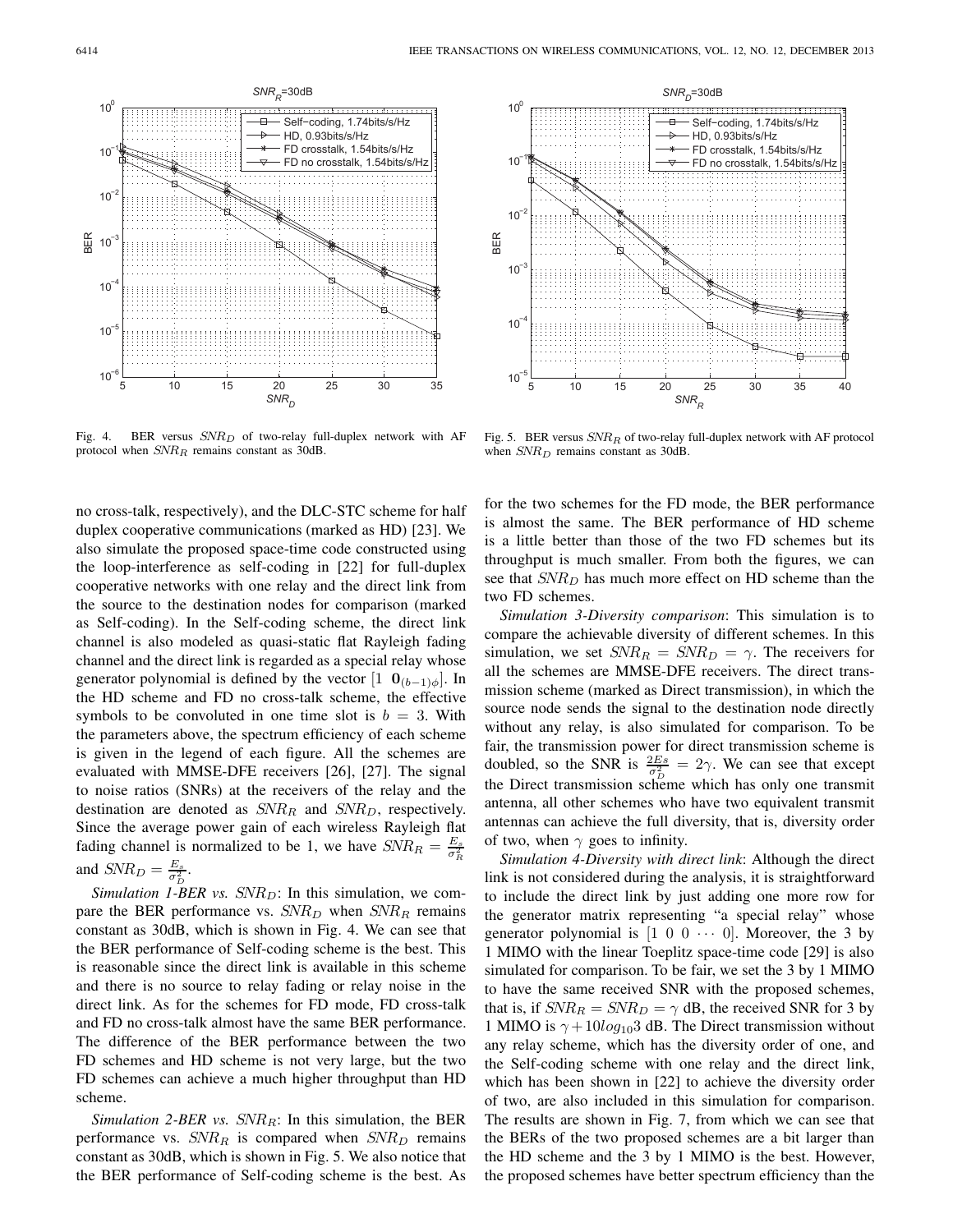Fig. 4. BER versus $SNR_D$ of two-relay full-duplex network with AF protocol when $SNR_R$ remains constant as 30dB.

Fig. 5. BER versus $SNR_R$ of two-relay full-duplex network with AF protocol when $SNR_D$ remains constant as 30dB.

no cross-talk, respectively), and the DLC-STC scheme for half duplex cooperative communications (marked as HD) [23]. We also simulate the proposed space-time code constructed using the loop-interference as self-coding in [22] for full-duplex cooperative networks with one relay and the direct link from the source to the destination nodes for comparison (marked as Self-coding). In the Self-coding scheme, the direct link channel is also modeled as quasi-static flat Rayleigh fading channel and the direct link is regarded as a special relay whose generator polynomial is defined by the vector $[1 \ \ \mathbf{0}_{(b-1)\phi}]$. In the HD scheme and FD no cross-talk scheme, the effective symbols to be convoluted in one time slot is $b = 3$. With the parameters above, the spectrum efficiency of each scheme is given in the legend of each figure. All the schemes are evaluated with MMSE-DFE receivers [26], [27]. The signal to noise ratios (SNRs) at the receivers of the relay and the destination are denoted as $SNR_R$ and $SNR_D$, respectively. Since the average power gain of each wireless Rayleigh flat fading channel is normalized to be 1, we have $SNR_R = \frac{E_s}{\sigma_R^2}$ and $SNR_D = \frac{E_s}{\sigma_D^2}$.

*Simulation 1-BER vs. $SNR_D$*: In this simulation, we compare the BER performance vs. $SNR_D$ when $SNR_R$ remains constant as 30dB, which is shown in Fig. 4. We can see that the BER performance of Self-coding scheme is the best. This is reasonable since the direct link is available in this scheme and there is no source to relay fading or relay noise in the direct link. As for the schemes for FD mode, FD cross-talk and FD no cross-talk almost have the same BER performance. The difference of the BER performance between the two FD schemes and HD scheme is not very large, but the two FD schemes can achieve a much higher throughput than HD scheme.

*Simulation 2-BER vs. $SNR_R$*: In this simulation, the BER performance vs. $SNR_R$ is compared when $SNR_D$ remains constant as 30dB, which is shown in Fig. 5. We also notice that the BER performance of Self-coding scheme is the best. As for the two schemes for the FD mode, the BER performance is almost the same. The BER performance of HD scheme is a little better than those of the two FD schemes but its throughput is much smaller. From both the figures, we can see that $SNR_D$ has much more effect on HD scheme than the two FD schemes.

*Simulation 3-Diversity comparison*: This simulation is to compare the achievable diversity of different schemes. In this simulation, we set $SNR_R = SNR_D = \gamma$. The receivers for all the schemes are MMSE-DFE receivers. The direct transmission scheme (marked as Direct transmission), in which the source node sends the signal to the destination node directly without any relay, is also simulated for comparison. To be fair, the transmission power for direct transmission scheme is doubled, so the SNR is $\frac{2Es}{\sigma_D^2} = 2\gamma$. We can see that except the Direct transmission scheme which has only one transmit antenna, all other schemes who have two equivalent transmit antennas can achieve the full diversity, that is, diversity order of two, when $\gamma$ goes to infinity.

*Simulation 4-Diversity with direct link*: Although the direct link is not considered during the analysis, it is straightforward to include the direct link by just adding one more row for the generator matrix representing "a special relay" whose generator polynomial is $[1 \ 0 \ 0 \ \cdots \ 0]$. Moreover, the 3 by 1 MIMO with the linear Toeplitz space-time code [29] is also simulated for comparison. To be fair, we set the 3 by 1 MIMO to have the same received SNR with the proposed schemes, that is, if $SNR_R = SNR_D = \gamma$ dB, the received SNR for 3 by 1 MIMO is $\gamma + 10log_{10}3$ dB. The Direct transmission without any relay scheme, which has the diversity order of one, and the Self-coding scheme with one relay and the direct link, which has been shown in [22] to achieve the diversity order of two, are also included in this simulation for comparison. The results are shown in Fig. 7, from which we can see that the BERs of the two proposed schemes are a bit larger than the HD scheme and the 3 by 1 MIMO is the best. However, the proposed schemes have better spectrum efficiency than the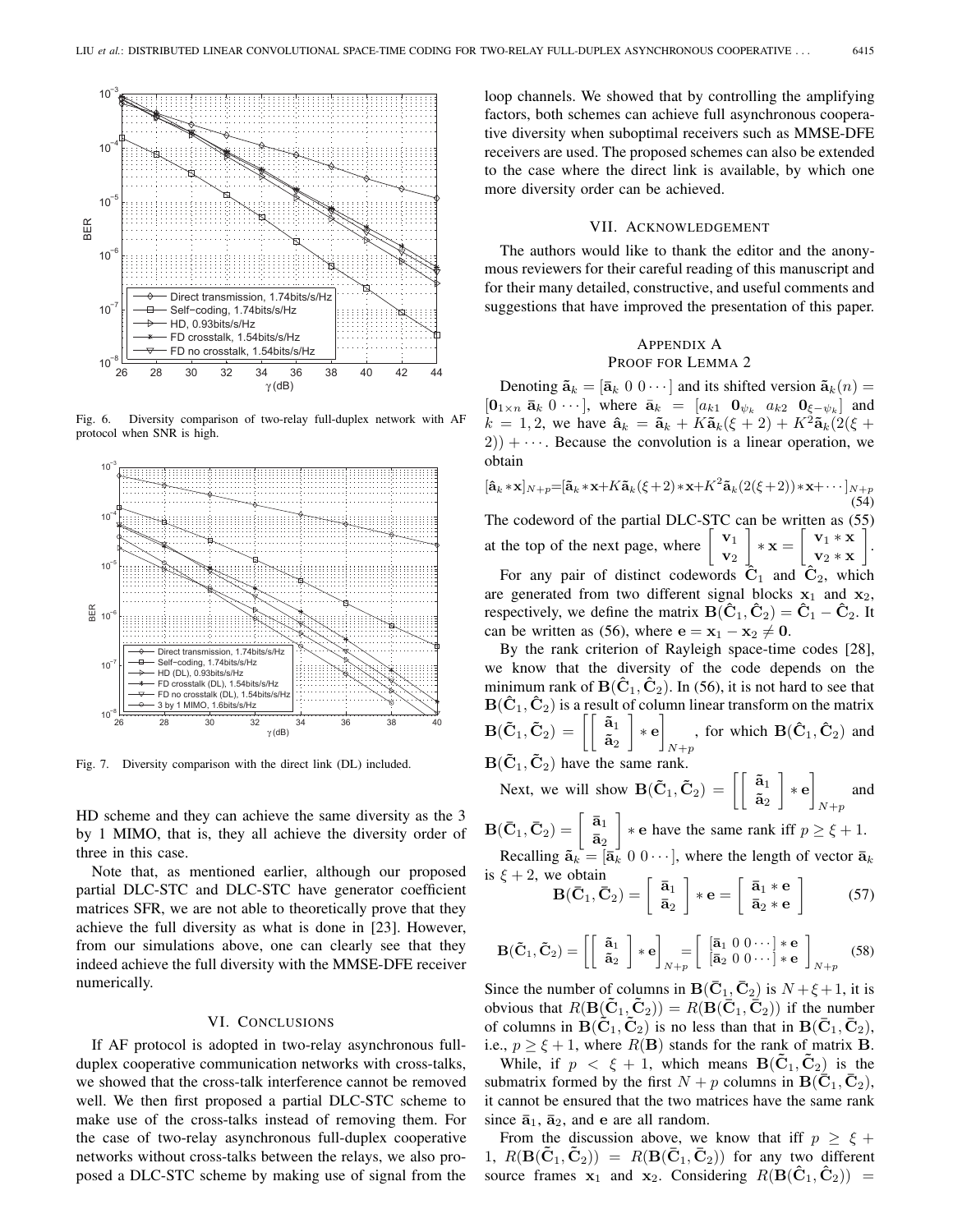Fig. 6. Diversity comparison of two-relay full-duplex network with AF protocol when SNR is high.

Fig. 7. Diversity comparison with the direct link (DL) included.

HD scheme and they can achieve the same diversity as the 3 by 1 MIMO, that is, they all achieve the diversity order of three in this case.

Note that, as mentioned earlier, although our proposed partial DLC-STC and DLC-STC have generator coefficient matrices SFR, we are not able to theoretically prove that they achieve the full diversity as what is done in [23]. However, from our simulations above, one can clearly see that they indeed achieve the full diversity with the MMSE-DFE receiver numerically.

## VI. Conclusions

If AF protocol is adopted in two-relay asynchronous full-duplex cooperative communication networks with cross-talks, we showed that the cross-talk interference cannot be removed well. We then first proposed a partial DLC-STC scheme to make use of the cross-talks instead of removing them. For the case of two-relay asynchronous full-duplex cooperative networks without cross-talks between the relays, we also proposed a DLC-STC scheme by making use of signal from the loop channels. We showed that by controlling the amplifying factors, both schemes can achieve full asynchronous cooperative diversity when suboptimal receivers such as MMSE-DFE receivers are used. The proposed schemes can also be extended to the case where the direct link is available, by which one more diversity order can be achieved.

## VII. Acknowledgement

The authors would like to thank the editor and the anonymous reviewers for their careful reading of this manuscript and for their many detailed, constructive, and useful comments and suggestions that have improved the presentation of this paper.

## Appendix A
## Proof for Lemma 2

Denoting $\tilde{\mathbf{a}}_k = [\bar{\mathbf{a}}_k\ 0\ 0 \cdots]$ and its shifted version $\tilde{\mathbf{a}}_k(n) = [\mathbf{0}_{1\times n}\ \bar{\mathbf{a}}_k\ 0 \cdots]$, where $\bar{\mathbf{a}}_k = [a_{k1}\ \mathbf{0}_{\psi_k}\ a_{k2}\ \mathbf{0}_{\xi-\psi_k}]$ and $k = 1, 2$, we have $\hat{\mathbf{a}}_k = \tilde{\mathbf{a}}_k + K\tilde{\mathbf{a}}_k(\xi+2) + K^2\tilde{\mathbf{a}}_k(2(\xi+2)) + \cdots$. Because the convolution is a linear operation, we obtain

$$[\hat{\mathbf{a}}_k * \mathbf{x}]_{N+p} = [\tilde{\mathbf{a}}_k * \mathbf{x} + K\tilde{\mathbf{a}}_k(\xi+2) * \mathbf{x} + K^2\tilde{\mathbf{a}}_k(2(\xi+2)) * \mathbf{x} + \cdots]_{N+p} \tag{54}$$

The codeword of the partial DLC-STC can be written as (55) at the top of the next page, where $\begin{bmatrix} \mathbf{v}_1 \\ \mathbf{v}_2 \end{bmatrix} * \mathbf{x} = \begin{bmatrix} \mathbf{v}_1 * \mathbf{x} \\ \mathbf{v}_2 * \mathbf{x} \end{bmatrix}$.

For any pair of distinct codewords $\hat{\mathbf{C}}_1$ and $\hat{\mathbf{C}}_2$, which are generated from two different signal blocks $\mathbf{x}_1$ and $\mathbf{x}_2$, respectively, we define the matrix $\mathbf{B}(\hat{\mathbf{C}}_1, \hat{\mathbf{C}}_2) = \hat{\mathbf{C}}_1 - \hat{\mathbf{C}}_2$. It can be written as (56), where $\mathbf{e} = \mathbf{x}_1 - \mathbf{x}_2 \neq \mathbf{0}$.

By the rank criterion of Rayleigh space-time codes [28], we know that the diversity of the code depends on the minimum rank of $\mathbf{B}(\hat{\mathbf{C}}_1, \hat{\mathbf{C}}_2)$. In (56), it is not hard to see that $\mathbf{B}(\hat{\mathbf{C}}_1, \hat{\mathbf{C}}_2)$ is a result of column linear transform on the matrix $\mathbf{B}(\tilde{\mathbf{C}}_1, \tilde{\mathbf{C}}_2) = \left[\begin{bmatrix} \tilde{\mathbf{a}}_1 \\ \tilde{\mathbf{a}}_2 \end{bmatrix} * \mathbf{e}\right]_{N+p}$, for which $\mathbf{B}(\hat{\mathbf{C}}_1, \hat{\mathbf{C}}_2)$ and $\mathbf{B}(\tilde{\mathbf{C}}_1, \tilde{\mathbf{C}}_2)$ have the same rank.

Next, we will show $\mathbf{B}(\tilde{\mathbf{C}}_1, \tilde{\mathbf{C}}_2) = \left[\begin{bmatrix} \tilde{\mathbf{a}}_1 \\ \tilde{\mathbf{a}}_2 \end{bmatrix} * \mathbf{e}\right]_{N+p}$ and $\mathbf{B}(\bar{\mathbf{C}}_1, \bar{\mathbf{C}}_2) = \begin{bmatrix} \bar{\mathbf{a}}_1 \\ \bar{\mathbf{a}}_2 \end{bmatrix} * \mathbf{e}$ have the same rank iff $p \geq \xi + 1$.

Recalling $\tilde{\mathbf{a}}_k = [\bar{\mathbf{a}}_k\ 0\ 0 \cdots]$, where the length of vector $\bar{\mathbf{a}}_k$ is $\xi + 2$, we obtain

$$\mathbf{B}(\bar{\mathbf{C}}_1, \bar{\mathbf{C}}_2) = \begin{bmatrix} \bar{\mathbf{a}}_1 \\ \bar{\mathbf{a}}_2 \end{bmatrix} * \mathbf{e} = \begin{bmatrix} \bar{\mathbf{a}}_1 * \mathbf{e} \\ \bar{\mathbf{a}}_2 * \mathbf{e} \end{bmatrix} \tag{57}$$

$$\mathbf{B}(\tilde{\mathbf{C}}_1, \tilde{\mathbf{C}}_2) = \left[\begin{bmatrix} \tilde{\mathbf{a}}_1 \\ \tilde{\mathbf{a}}_2 \end{bmatrix} * \mathbf{e}\right]_{N+p} = \begin{bmatrix} [\bar{\mathbf{a}}_1\ 0\ 0 \cdots] * \mathbf{e} \\ [\bar{\mathbf{a}}_2\ 0\ 0 \cdots] * \mathbf{e} \end{bmatrix}_{N+p} \tag{58}$$

Since the number of columns in $\mathbf{B}(\bar{\mathbf{C}}_1, \bar{\mathbf{C}}_2)$ is $N + \xi + 1$, it is obvious that $R(\mathbf{B}(\tilde{\mathbf{C}}_1, \tilde{\mathbf{C}}_2)) = R(\mathbf{B}(\bar{\mathbf{C}}_1, \bar{\mathbf{C}}_2))$ if the number of columns in $\mathbf{B}(\tilde{\mathbf{C}}_1, \tilde{\mathbf{C}}_2)$ is no less than that in $\mathbf{B}(\bar{\mathbf{C}}_1, \bar{\mathbf{C}}_2)$, i.e., $p \geq \xi + 1$, where $R(\mathbf{B})$ stands for the rank of matrix $\mathbf{B}$.

While, if $p < \xi + 1$, which means $\mathbf{B}(\tilde{\mathbf{C}}_1, \tilde{\mathbf{C}}_2)$ is the submatrix formed by the first $N + p$ columns in $\mathbf{B}(\bar{\mathbf{C}}_1, \bar{\mathbf{C}}_2)$, it cannot be ensured that the two matrices have the same rank since $\bar{\mathbf{a}}_1$, $\bar{\mathbf{a}}_2$, and $\mathbf{e}$ are all random.

From the discussion above, we know that iff $p \geq \xi + 1$, $R(\mathbf{B}(\tilde{\mathbf{C}}_1, \tilde{\mathbf{C}}_2)) = R(\mathbf{B}(\bar{\mathbf{C}}_1, \bar{\mathbf{C}}_2))$ for any two different source frames $\mathbf{x}_1$ and $\mathbf{x}_2$. Considering $R(\mathbf{B}(\hat{\mathbf{C}}_1, \hat{\mathbf{C}}_2)) =$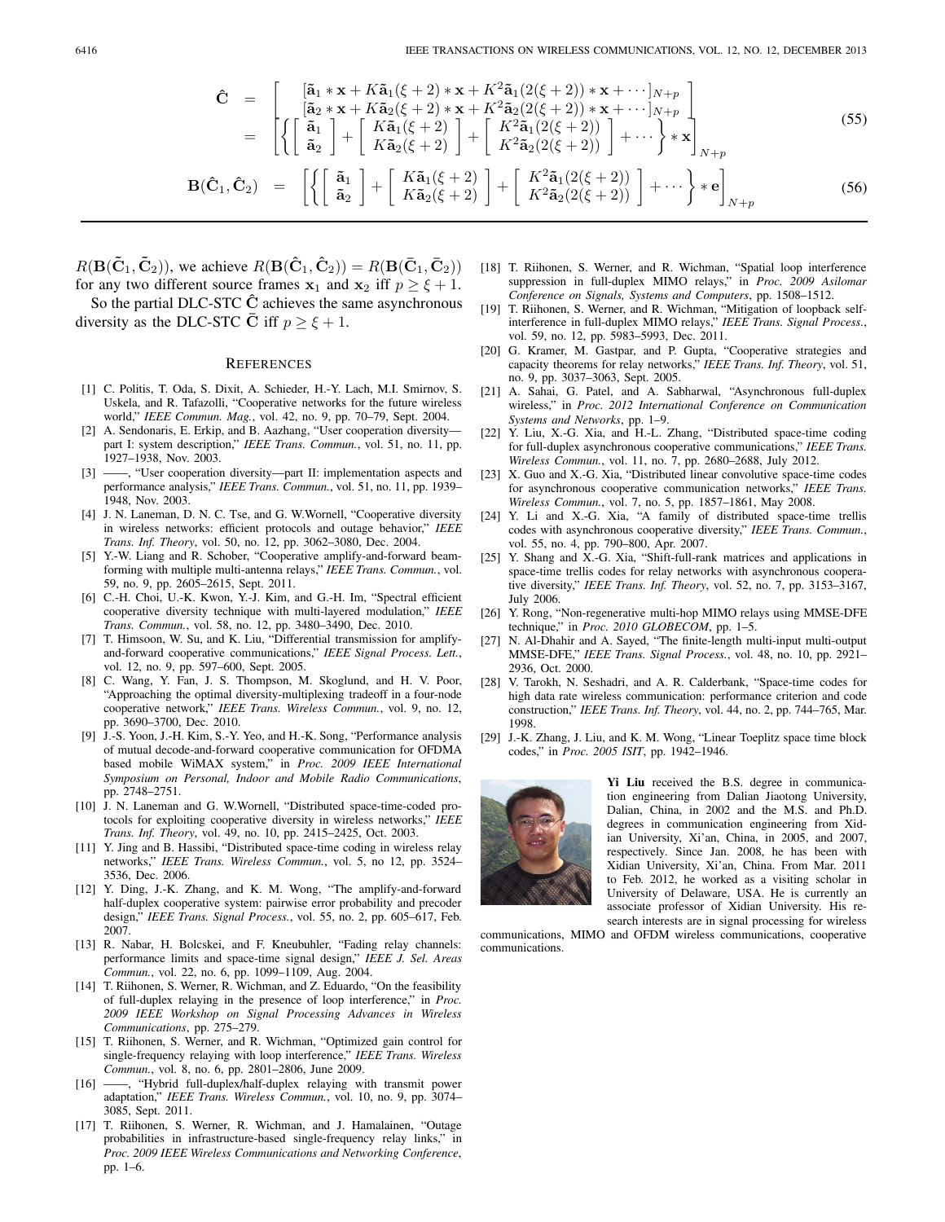$$
\begin{aligned}
\hat{\mathbf{C}} &= \begin{bmatrix} [\tilde{\mathbf{a}}_1 * \mathbf{x} + K\tilde{\mathbf{a}}_1(\xi+2) * \mathbf{x} + K^2\tilde{\mathbf{a}}_1(2(\xi+2)) * \mathbf{x} + \cdots]_{N+p} \\ [\tilde{\mathbf{a}}_2 * \mathbf{x} + K\tilde{\mathbf{a}}_2(\xi+2) * \mathbf{x} + K^2\tilde{\mathbf{a}}_2(2(\xi+2)) * \mathbf{x} + \cdots]_{N+p} \end{bmatrix} \\
&= \left[ \left\{ \begin{bmatrix} \tilde{\mathbf{a}}_1 \\ \tilde{\mathbf{a}}_2 \end{bmatrix} + \begin{bmatrix} K\tilde{\mathbf{a}}_1(\xi+2) \\ K\tilde{\mathbf{a}}_2(\xi+2) \end{bmatrix} + \begin{bmatrix} K^2\tilde{\mathbf{a}}_1(2(\xi+2)) \\ K^2\tilde{\mathbf{a}}_2(2(\xi+2)) \end{bmatrix} + \cdots \right\} * \mathbf{x} \right]_{N+p}
\end{aligned}
\tag{55}
$$

$$
\mathbf{B}(\hat{\mathbf{C}}_1, \hat{\mathbf{C}}_2) = \left[ \left\{ \begin{bmatrix} \tilde{\mathbf{a}}_1 \\ \tilde{\mathbf{a}}_2 \end{bmatrix} + \begin{bmatrix} K\tilde{\mathbf{a}}_1(\xi+2) \\ K\tilde{\mathbf{a}}_2(\xi+2) \end{bmatrix} + \begin{bmatrix} K^2\tilde{\mathbf{a}}_1(2(\xi+2)) \\ K^2\tilde{\mathbf{a}}_2(2(\xi+2)) \end{bmatrix} + \cdots \right\} * \mathbf{e} \right]_{N+p}
\tag{56}
$$

$R(\mathbf{B}(\tilde{\mathbf{C}}_1, \tilde{\mathbf{C}}_2))$, we achieve $R(\mathbf{B}(\hat{\mathbf{C}}_1, \hat{\mathbf{C}}_2)) = R(\mathbf{B}(\bar{\mathbf{C}}_1, \bar{\mathbf{C}}_2))$ for any two different source frames $\mathbf{x}_1$ and $\mathbf{x}_2$ iff $p \geq \xi + 1$.

So the partial DLC-STC $\hat{\mathbf{C}}$ achieves the same asynchronous diversity as the DLC-STC $\bar{\mathbf{C}}$ iff $p \geq \xi + 1$.

## References

[1] C. Politis, T. Oda, S. Dixit, A. Schieder, H.-Y. Lach, M.I. Smirnov, S. Uskela, and R. Tafazolli, "Cooperative networks for the future wireless world," *IEEE Commun. Mag.*, vol. 42, no. 9, pp. 70–79, Sept. 2004.

[2] A. Sendonaris, E. Erkip, and B. Aazhang, "User cooperation diversity—part I: system description," *IEEE Trans. Commun.*, vol. 51, no. 11, pp. 1927–1938, Nov. 2003.

[3] ——, "User cooperation diversity—part II: implementation aspects and performance analysis," *IEEE Trans. Commun.*, vol. 51, no. 11, pp. 1939–1948, Nov. 2003.

[4] J. N. Laneman, D. N. C. Tse, and G. W.Wornell, "Cooperative diversity in wireless networks: efficient protocols and outage behavior," *IEEE Trans. Inf. Theory*, vol. 50, no. 12, pp. 3062–3080, Dec. 2004.

[5] Y.-W. Liang and R. Schober, "Cooperative amplify-and-forward beamforming with multiple multi-antenna relays," *IEEE Trans. Commun.*, vol. 59, no. 9, pp. 2605–2615, Sept. 2011.

[6] C.-H. Choi, U.-K. Kwon, Y.-J. Kim, and G.-H. Im, "Spectral efficient cooperative diversity technique with multi-layered modulation," *IEEE Trans. Commun.*, vol. 58, no. 12, pp. 3480–3490, Dec. 2010.

[7] T. Himsoon, W. Su, and K. Liu, "Differential transmission for amplify-and-forward cooperative communications," *IEEE Signal Process. Lett.*, vol. 12, no. 9, pp. 597–600, Sept. 2005.

[8] C. Wang, Y. Fan, J. S. Thompson, M. Skoglund, and H. V. Poor, "Approaching the optimal diversity-multiplexing tradeoff in a four-node cooperative network," *IEEE Trans. Wireless Commun.*, vol. 9, no. 12, pp. 3690–3700, Dec. 2010.

[9] J.-S. Yoon, J.-H. Kim, S.-Y. Yeo, and H.-K. Song, "Performance analysis of mutual decode-and-forward cooperative communication for OFDMA based mobile WiMAX system," in *Proc. 2009 IEEE International Symposium on Personal, Indoor and Mobile Radio Communications*, pp. 2748–2751.

[10] J. N. Laneman and G. W.Wornell, "Distributed space-time-coded protocols for exploiting cooperative diversity in wireless networks," *IEEE Trans. Inf. Theory*, vol. 49, no. 10, pp. 2415–2425, Oct. 2003.

[11] Y. Jing and B. Hassibi, "Distributed space-time coding in wireless relay networks," *IEEE Trans. Wireless Commun.*, vol. 5, no 12, pp. 3524–3536, Dec. 2006.

[12] Y. Ding, J.-K. Zhang, and K. M. Wong, "The amplify-and-forward half-duplex cooperative system: pairwise error probability and precoder design," *IEEE Trans. Signal Process.*, vol. 55, no. 2, pp. 605–617, Feb. 2007.

[13] R. Nabar, H. Bolcskei, and F. Kneubuhler, "Fading relay channels: performance limits and space-time signal design," *IEEE J. Sel. Areas Commun.*, vol. 22, no. 6, pp. 1099–1109, Aug. 2004.

[14] T. Riihonen, S. Werner, R. Wichman, and Z. Eduardo, "On the feasibility of full-duplex relaying in the presence of loop interference," in *Proc. 2009 IEEE Workshop on Signal Processing Advances in Wireless Communications*, pp. 275–279.

[15] T. Riihonen, S. Werner, and R. Wichman, "Optimized gain control for single-frequency relaying with loop interference," *IEEE Trans. Wireless Commun.*, vol. 8, no. 6, pp. 2801–2806, June 2009.

[16] ——, "Hybrid full-duplex/half-duplex relaying with transmit power adaptation," *IEEE Trans. Wireless Commun.*, vol. 10, no. 9, pp. 3074–3085, Sept. 2011.

[17] T. Riihonen, S. Werner, R. Wichman, and J. Hamalainen, "Outage probabilities in infrastructure-based single-frequency relay links," in *Proc. 2009 IEEE Wireless Communications and Networking Conference*, pp. 1–6.

[18] T. Riihonen, S. Werner, and R. Wichman, "Spatial loop interference suppression in full-duplex MIMO relays," in *Proc. 2009 Asilomar Conference on Signals, Systems and Computers*, pp. 1508–1512.

[19] T. Riihonen, S. Werner, and R. Wichman, "Mitigation of loopback self-interference in full-duplex MIMO relays," *IEEE Trans. Signal Process.*, vol. 59, no. 12, pp. 5983–5993, Dec. 2011.

[20] G. Kramer, M. Gastpar, and P. Gupta, "Cooperative strategies and capacity theorems for relay networks," *IEEE Trans. Inf. Theory*, vol. 51, no. 9, pp. 3037–3063, Sept. 2005.

[21] A. Sahai, G. Patel, and A. Sabharwal, "Asynchronous full-duplex wireless," in *Proc. 2012 International Conference on Communication Systems and Networks*, pp. 1–9.

[22] Y. Liu, X.-G. Xia, and H.-L. Zhang, "Distributed space-time coding for full-duplex asynchronous cooperative communications," *IEEE Trans. Wireless Commun.*, vol. 11, no. 7, pp. 2680–2688, July 2012.

[23] X. Guo and X.-G. Xia, "Distributed linear convolutive space-time codes for asynchronous cooperative communication networks," *IEEE Trans. Wireless Commun.*, vol. 7, no. 5, pp. 1857–1861, May 2008.

[24] Y. Li and X.-G. Xia, "A family of distributed space-time trellis codes with asynchronous cooperative diversity," *IEEE Trans. Commun.*, vol. 55, no. 4, pp. 790–800, Apr. 2007.

[25] Y. Shang and X.-G. Xia, "Shift-full-rank matrices and applications in space-time trellis codes for relay networks with asynchronous cooperative diversity," *IEEE Trans. Inf. Theory*, vol. 52, no. 7, pp. 3153–3167, July 2006.

[26] Y. Rong, "Non-regenerative multi-hop MIMO relays using MMSE-DFE technique," in *Proc. 2010 GLOBECOM*, pp. 1–5.

[27] N. Al-Dhahir and A. Sayed, "The finite-length multi-input multi-output MMSE-DFE," *IEEE Trans. Signal Process.*, vol. 48, no. 10, pp. 2921–2936, Oct. 2000.

[28] V. Tarokh, N. Seshadri, and A. R. Calderbank, "Space-time codes for high data rate wireless communication: performance criterion and code construction," *IEEE Trans. Inf. Theory*, vol. 44, no. 2, pp. 744–765, Mar. 1998.

[29] J.-K. Zhang, J. Liu, and K. M. Wong, "Linear Toeplitz space time block codes," in *Proc. 2005 ISIT*, pp. 1942–1946.

**Yi Liu** received the B.S. degree in communication engineering from Dalian Jiaotong University, Dalian, China, in 2002 and the M.S. and Ph.D. degrees in communication engineering from Xidian University, Xi'an, China, in 2005, and 2007, respectively. Since Jan. 2008, he has been with Xidian University, Xi'an, China. From Mar. 2011 to Feb. 2012, he worked as a visiting scholar in University of Delaware, USA. He is currently an associate professor of Xidian University. His research interests are in signal processing for wireless communications, MIMO and OFDM wireless communications, cooperative communications.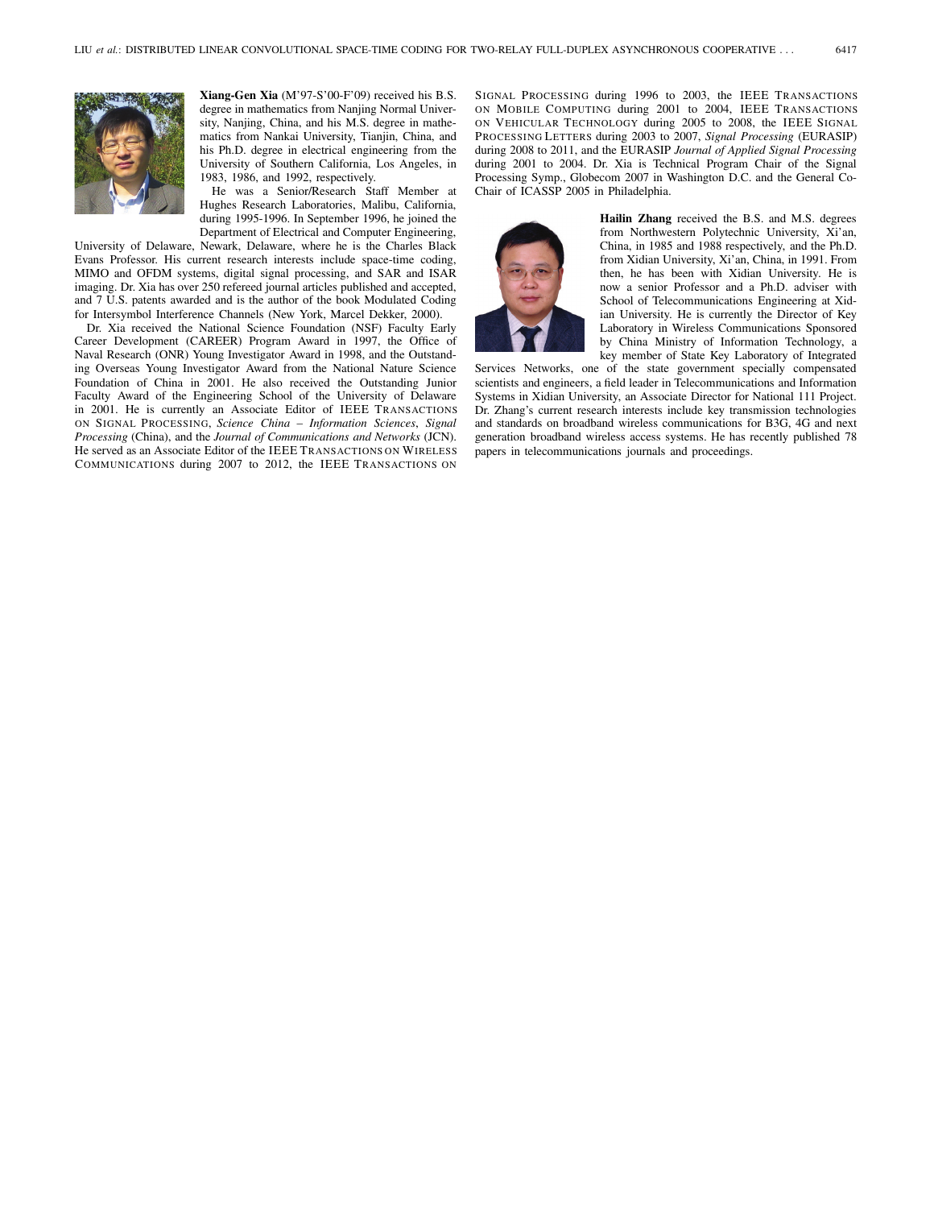**Xiang-Gen Xia** (M'97-S'00-F'09) received his B.S. degree in mathematics from Nanjing Normal University, Nanjing, China, and his M.S. degree in mathematics from Nankai University, Tianjin, China, and his Ph.D. degree in electrical engineering from the University of Southern California, Los Angeles, in 1983, 1986, and 1992, respectively.

He was a Senior/Research Staff Member at Hughes Research Laboratories, Malibu, California, during 1995-1996. In September 1996, he joined the Department of Electrical and Computer Engineering, University of Delaware, Newark, Delaware, where he is the Charles Black Evans Professor. His current research interests include space-time coding, MIMO and OFDM systems, digital signal processing, and SAR and ISAR imaging. Dr. Xia has over 250 refereed journal articles published and accepted, and 7 U.S. patents awarded and is the author of the book Modulated Coding for Intersymbol Interference Channels (New York, Marcel Dekker, 2000).

Dr. Xia received the National Science Foundation (NSF) Faculty Early Career Development (CAREER) Program Award in 1997, the Office of Naval Research (ONR) Young Investigator Award in 1998, and the Outstanding Overseas Young Investigator Award from the National Nature Science Foundation of China in 2001. He also received the Outstanding Junior Faculty Award of the Engineering School of the University of Delaware in 2001. He is currently an Associate Editor of IEEE TRANSACTIONS ON SIGNAL PROCESSING, *Science China – Information Sciences*, *Signal Processing* (China), and the *Journal of Communications and Networks* (JCN). He served as an Associate Editor of the IEEE TRANSACTIONS ON WIRELESS COMMUNICATIONS during 2007 to 2012, the IEEE TRANSACTIONS ON SIGNAL PROCESSING during 1996 to 2003, the IEEE TRANSACTIONS ON MOBILE COMPUTING during 2001 to 2004, IEEE TRANSACTIONS ON VEHICULAR TECHNOLOGY during 2005 to 2008, the IEEE SIGNAL PROCESSING LETTERS during 2003 to 2007, *Signal Processing* (EURASIP) during 2008 to 2011, and the EURASIP *Journal of Applied Signal Processing* during 2001 to 2004. Dr. Xia is Technical Program Chair of the Signal Processing Symp., Globecom 2007 in Washington D.C. and the General Co-Chair of ICASSP 2005 in Philadelphia.

**Hailin Zhang** received the B.S. and M.S. degrees from Northwestern Polytechnic University, Xi'an, China, in 1985 and 1988 respectively, and the Ph.D. from Xidian University, Xi'an, China, in 1991. From then, he has been with Xidian University. He is now a senior Professor and a Ph.D. adviser with School of Telecommunications Engineering at Xidian University. He is currently the Director of Key Laboratory in Wireless Communications Sponsored by China Ministry of Information Technology, a key member of State Key Laboratory of Integrated Services Networks, one of the state government specially compensated scientists and engineers, a field leader in Telecommunications and Information Systems in Xidian University, an Associate Director for National 111 Project. Dr. Zhang's current research interests include key transmission technologies and standards on broadband wireless communications for B3G, 4G and next generation broadband wireless access systems. He has recently published 78 papers in telecommunications journals and proceedings.